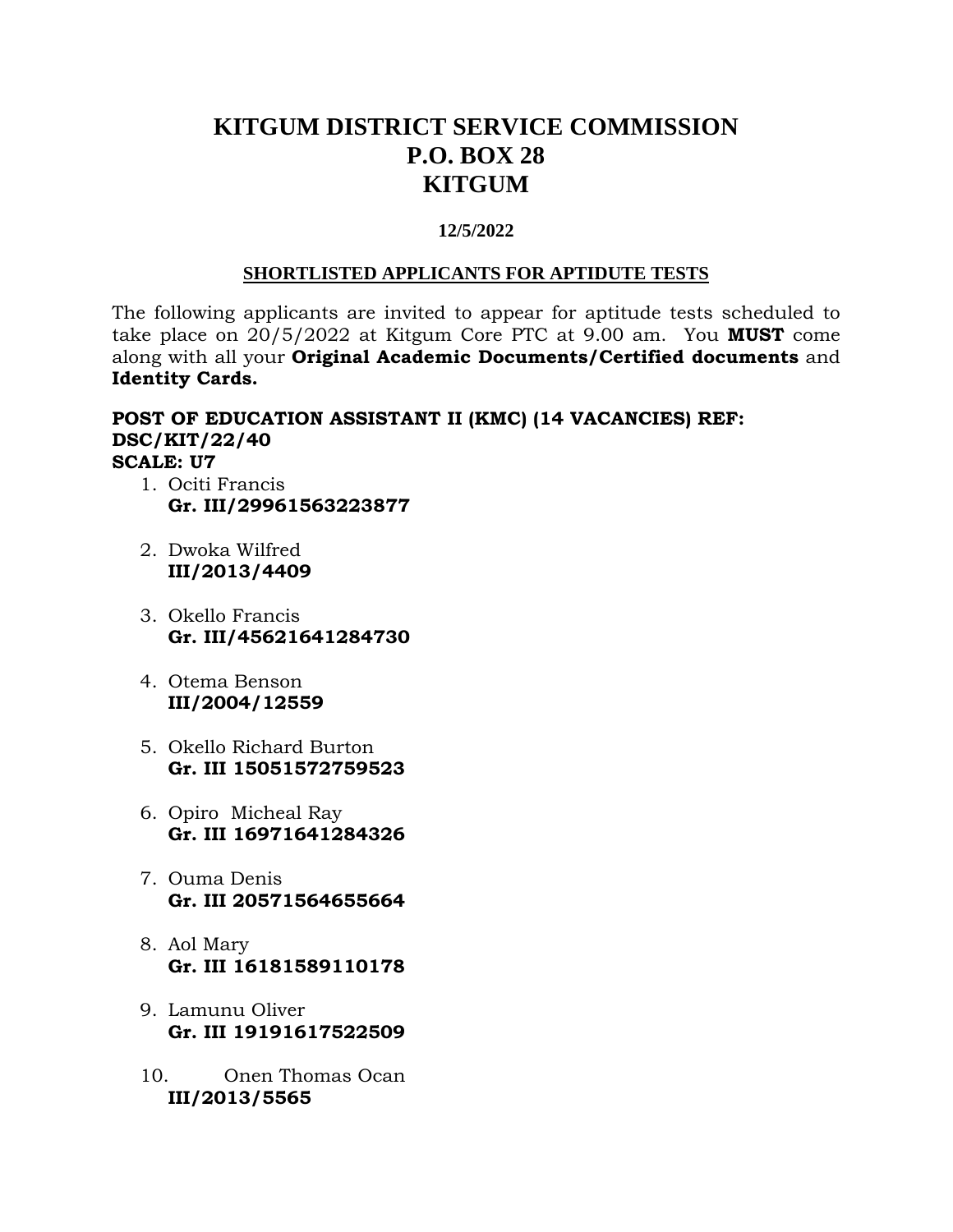# KITGUM DISTRICT SERVICE COMMISSION
# P.O. BOX 28
# KITGUM

**12/5/2022**

**SHORTLISTED APPLICANTS FOR APTIDUTE TESTS**

The following applicants are invited to appear for aptitude tests scheduled to take place on 20/5/2022 at Kitgum Core PTC at 9.00 am. You **MUST** come along with all your **Original Academic Documents/Certified documents** and **Identity Cards.**

**POST OF EDUCATION ASSISTANT II (KMC) (14 VACANCIES) REF: DSC/KIT/22/40**
**SCALE: U7**

1. Ociti Francis
   **Gr. III/29961563223877**

2. Dwoka Wilfred
   **III/2013/4409**

3. Okello Francis
   **Gr. III/45621641284730**

4. Otema Benson
   **III/2004/12559**

5. Okello Richard Burton
   **Gr. III 15051572759523**

6. Opiro Micheal Ray
   **Gr. III 16971641284326**

7. Ouma Denis
   **Gr. III 20571564655664**

8. Aol Mary
   **Gr. III 16181589110178**

9. Lamunu Oliver
   **Gr. III 19191617522509**

10. Onen Thomas Ocan
    **III/2013/5565**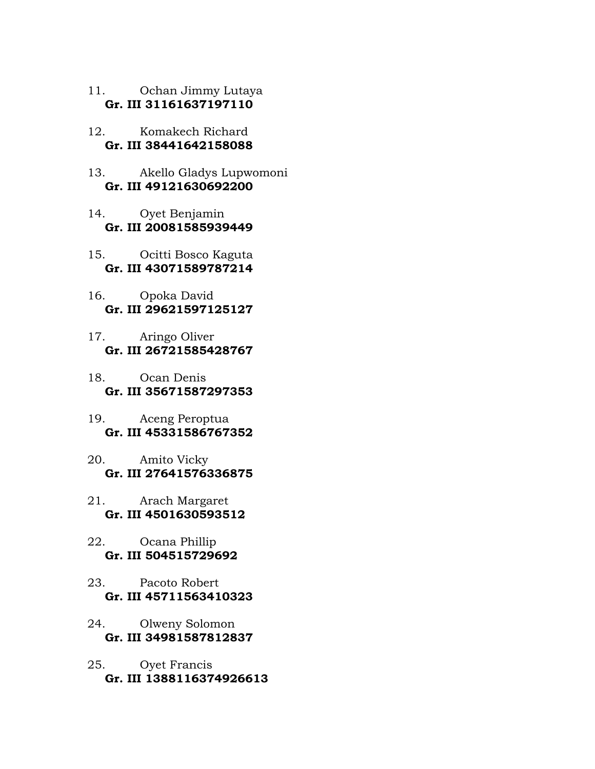11. Ochan Jimmy Lutaya
 **Gr. III 31161637197110**

12. Komakech Richard
 **Gr. III 38441642158088**

13. Akello Gladys Lupwomoni
 **Gr. III 49121630692200**

14. Oyet Benjamin
 **Gr. III 20081585939449**

15. Ocitti Bosco Kaguta
 **Gr. III 43071589787214**

16. Opoka David
 **Gr. III 29621597125127**

17. Aringo Oliver
 **Gr. III 26721585428767**

18. Ocan Denis
 **Gr. III 35671587297353**

19. Aceng Peroptua
 **Gr. III 45331586767352**

20. Amito Vicky
 **Gr. III 27641576336875**

21. Arach Margaret
 **Gr. III 4501630593512**

22. Ocana Phillip
 **Gr. III 504515729692**

23. Pacoto Robert
 **Gr. III 45711563410323**

24. Olweny Solomon
 **Gr. III 34981587812837**

25. Oyet Francis
 **Gr. III 1388116374926613**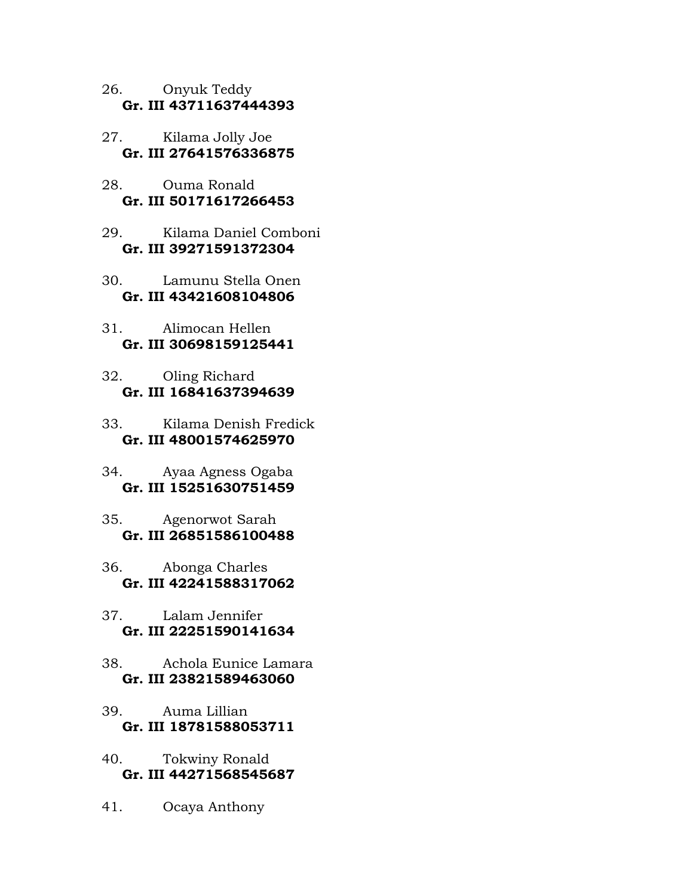26. Onyuk Teddy
   **Gr. III 43711637444393**

27. Kilama Jolly Joe
   **Gr. III 27641576336875**

28. Ouma Ronald
   **Gr. III 50171617266453**

29. Kilama Daniel Comboni
   **Gr. III 39271591372304**

30. Lamunu Stella Onen
   **Gr. III 43421608104806**

31. Alimocan Hellen
   **Gr. III 30698159125441**

32. Oling Richard
   **Gr. III 16841637394639**

33. Kilama Denish Fredick
   **Gr. III 48001574625970**

34. Ayaa Agness Ogaba
   **Gr. III 15251630751459**

35. Agenorwot Sarah
   **Gr. III 26851586100488**

36. Abonga Charles
   **Gr. III 42241588317062**

37. Lalam Jennifer
   **Gr. III 22251590141634**

38. Achola Eunice Lamara
   **Gr. III 23821589463060**

39. Auma Lillian
   **Gr. III 18781588053711**

40. Tokwiny Ronald
   **Gr. III 44271568545687**

41. Ocaya Anthony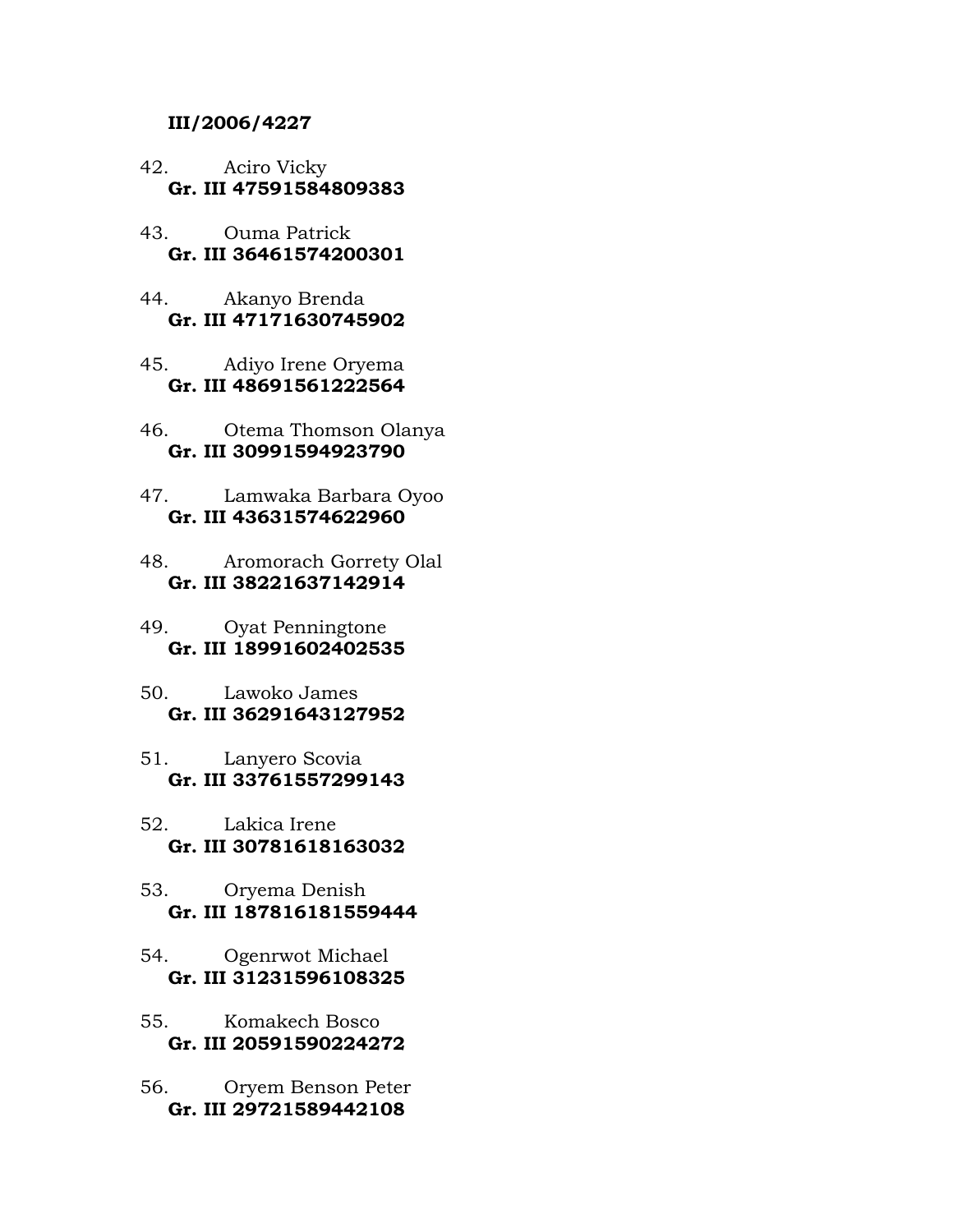**III/2006/4227**

42. Aciro Vicky
    **Gr. III 47591584809383**

43. Ouma Patrick
    **Gr. III 36461574200301**

44. Akanyo Brenda
    **Gr. III 47171630745902**

45. Adiyo Irene Oryema
    **Gr. III 48691561222564**

46. Otema Thomson Olanya
    **Gr. III 30991594923790**

47. Lamwaka Barbara Oyoo
    **Gr. III 43631574622960**

48. Aromorach Gorrety Olal
    **Gr. III 38221637142914**

49. Oyat Penningtone
    **Gr. III 18991602402535**

50. Lawoko James
    **Gr. III 36291643127952**

51. Lanyero Scovia
    **Gr. III 33761557299143**

52. Lakica Irene
    **Gr. III 30781618163032**

53. Oryema Denish
    **Gr. III 187816181559444**

54. Ogenrwot Michael
    **Gr. III 31231596108325**

55. Komakech Bosco
    **Gr. III 20591590224272**

56. Oryem Benson Peter
    **Gr. III 29721589442108**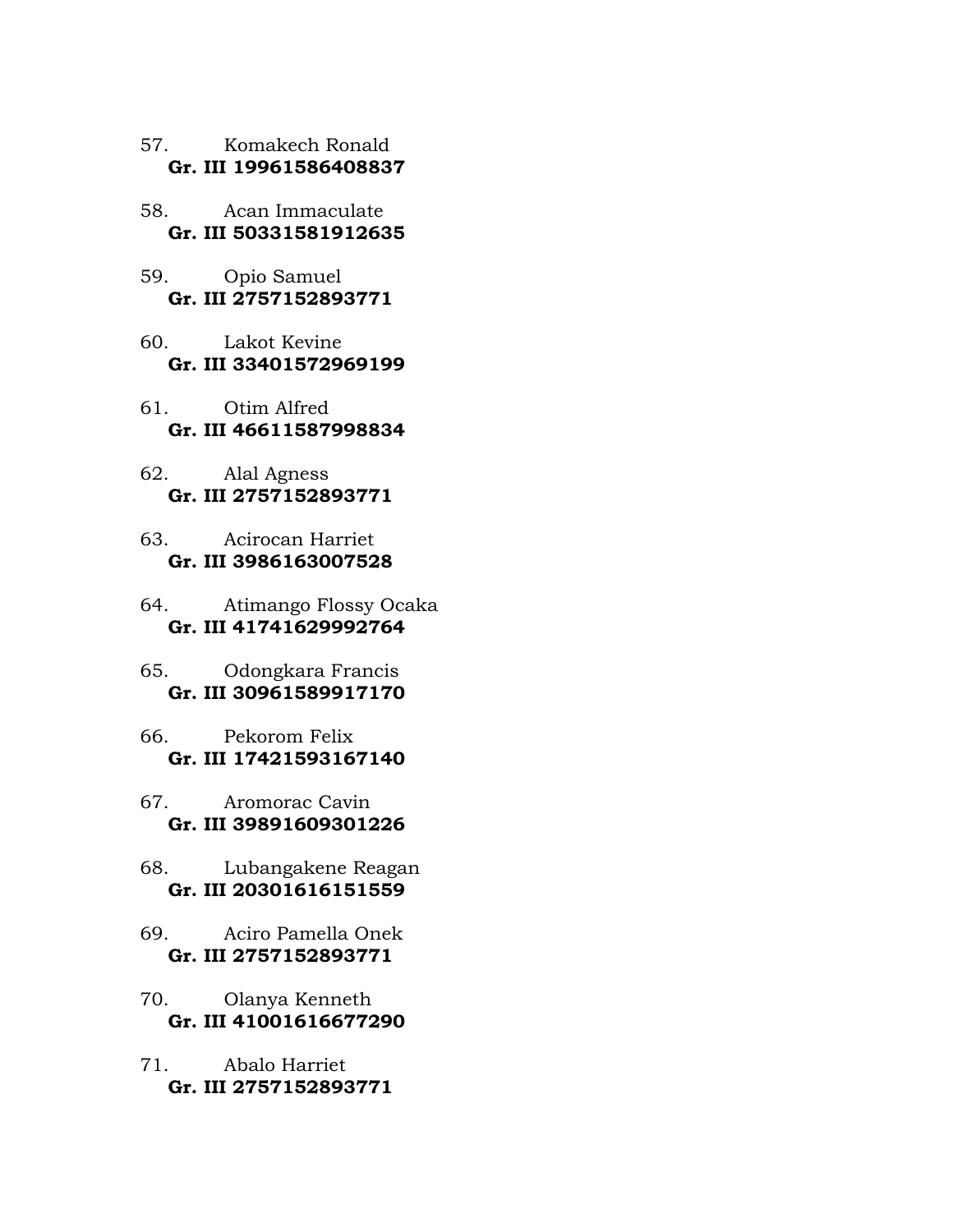57. Komakech Ronald
 **Gr. III 19961586408837**

58. Acan Immaculate
 **Gr. III 50331581912635**

59. Opio Samuel
 **Gr. III 2757152893771**

60. Lakot Kevine
 **Gr. III 33401572969199**

61. Otim Alfred
 **Gr. III 46611587998834**

62. Alal Agness
 **Gr. III 2757152893771**

63. Acirocan Harriet
 **Gr. III 3986163007528**

64. Atimango Flossy Ocaka
 **Gr. III 41741629992764**

65. Odongkara Francis
 **Gr. III 30961589917170**

66. Pekorom Felix
 **Gr. III 17421593167140**

67. Aromorac Cavin
 **Gr. III 39891609301226**

68. Lubangakene Reagan
 **Gr. III 20301616151559**

69. Aciro Pamella Onek
 **Gr. III 2757152893771**

70. Olanya Kenneth
 **Gr. III 41001616677290**

71. Abalo Harriet
 **Gr. III 2757152893771**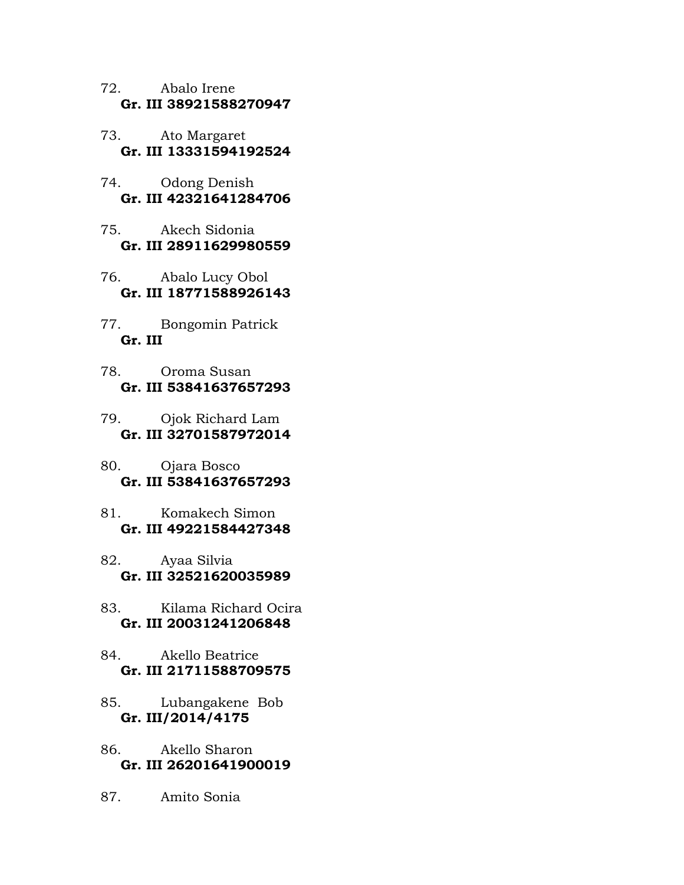72. Abalo Irene
 **Gr. III 38921588270947**

73. Ato Margaret
 **Gr. III 13331594192524**

74. Odong Denish
 **Gr. III 42321641284706**

75. Akech Sidonia
 **Gr. III 28911629980559**

76. Abalo Lucy Obol
 **Gr. III 18771588926143**

77. Bongomin Patrick
 **Gr. III**

78. Oroma Susan
 **Gr. III 53841637657293**

79. Ojok Richard Lam
 **Gr. III 32701587972014**

80. Ojara Bosco
 **Gr. III 53841637657293**

81. Komakech Simon
 **Gr. III 49221584427348**

82. Ayaa Silvia
 **Gr. III 32521620035989**

83. Kilama Richard Ocira
 **Gr. III 20031241206848**

84. Akello Beatrice
 **Gr. III 21711588709575**

85. Lubangakene Bob
 **Gr. III/2014/4175**

86. Akello Sharon
 **Gr. III 26201641900019**

87. Amito Sonia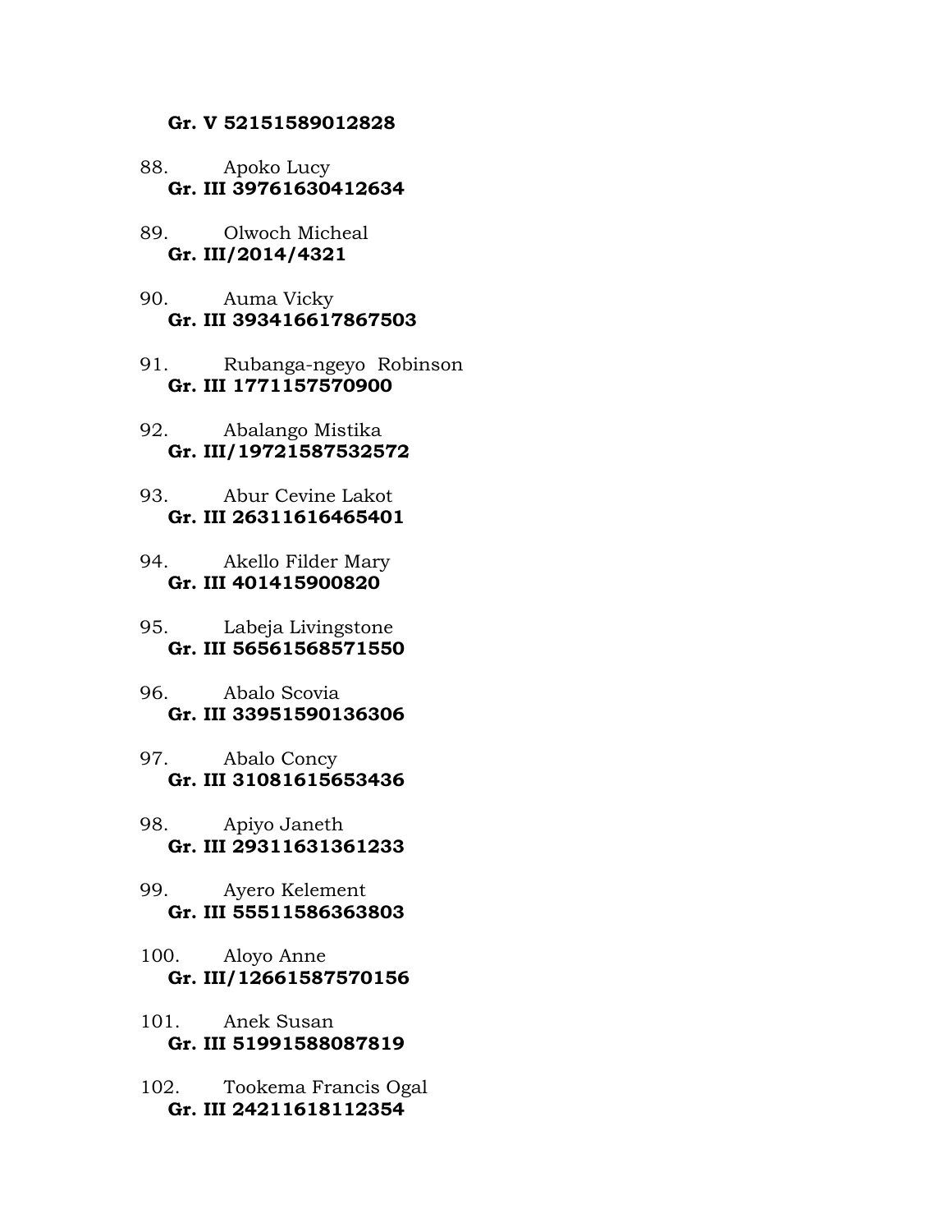**Gr. V 52151589012828**

88. Apoko Lucy
    **Gr. III 39761630412634**

89. Olwoch Micheal
    **Gr. III/2014/4321**

90. Auma Vicky
    **Gr. III 393416617867503**

91. Rubanga-ngeyo Robinson
    **Gr. III 1771157570900**

92. Abalango Mistika
    **Gr. III/19721587532572**

93. Abur Cevine Lakot
    **Gr. III 26311616465401**

94. Akello Filder Mary
    **Gr. III 401415900820**

95. Labeja Livingstone
    **Gr. III 56561568571550**

96. Abalo Scovia
    **Gr. III 33951590136306**

97. Abalo Concy
    **Gr. III 31081615653436**

98. Apiyo Janeth
    **Gr. III 29311631361233**

99. Ayero Kelement
    **Gr. III 55511586363803**

100. Aloyo Anne
    **Gr. III/12661587570156**

101. Anek Susan
    **Gr. III 51991588087819**

102. Tookema Francis Ogal
    **Gr. III 24211618112354**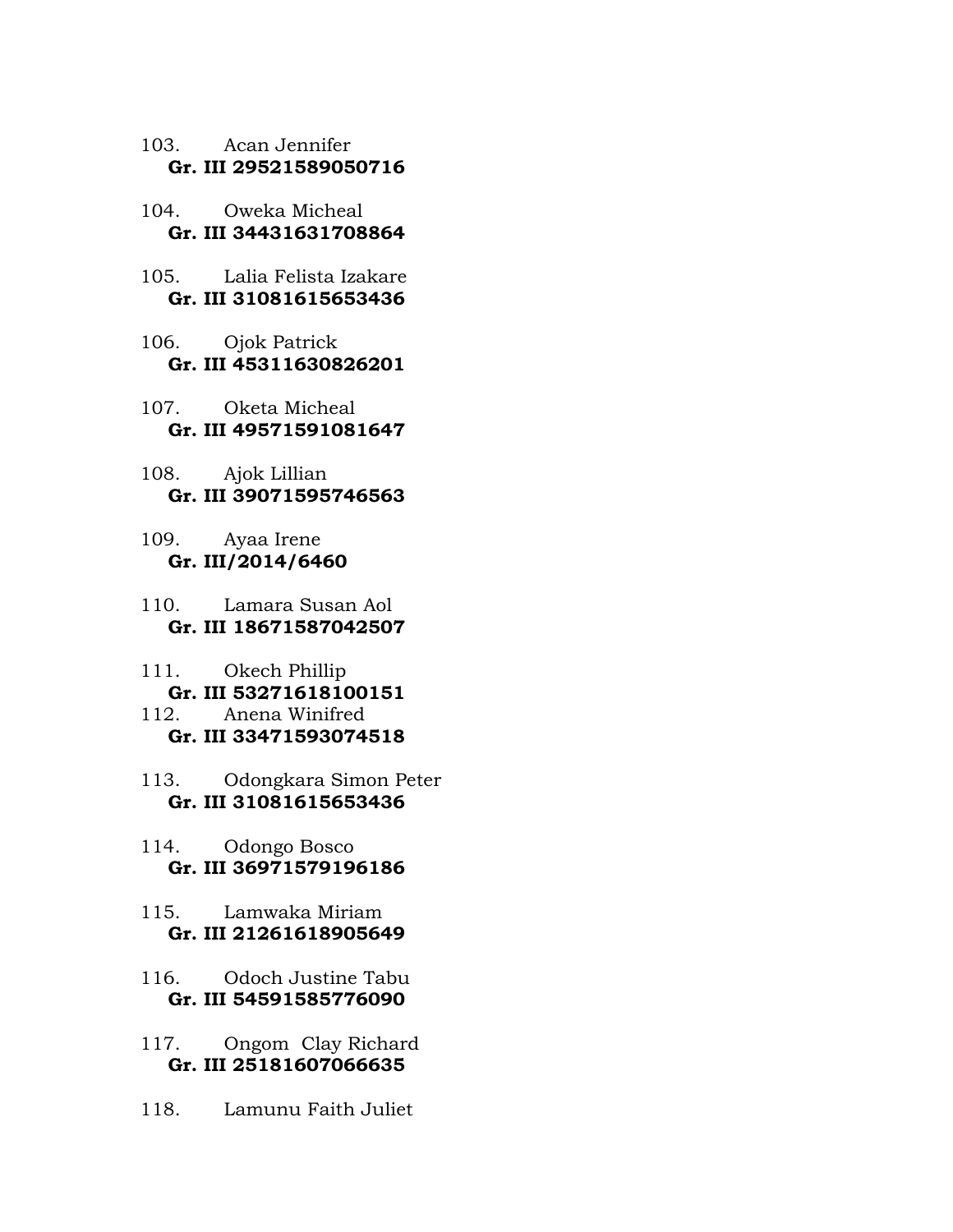103. Acan Jennifer
**Gr. III 29521589050716**

104. Oweka Micheal
**Gr. III 34431631708864**

105. Lalia Felista Izakare
**Gr. III 31081615653436**

106. Ojok Patrick
**Gr. III 45311630826201**

107. Oketa Micheal
**Gr. III 49571591081647**

108. Ajok Lillian
**Gr. III 39071595746563**

109. Ayaa Irene
**Gr. III/2014/6460**

110. Lamara Susan Aol
**Gr. III 18671587042507**

111. Okech Phillip
**Gr. III 53271618100151**

112. Anena Winifred
**Gr. III 33471593074518**

113. Odongkara Simon Peter
**Gr. III 31081615653436**

114. Odongo Bosco
**Gr. III 36971579196186**

115. Lamwaka Miriam
**Gr. III 21261618905649**

116. Odoch Justine Tabu
**Gr. III 54591585776090**

117. Ongom Clay Richard
**Gr. III 25181607066635**

118. Lamunu Faith Juliet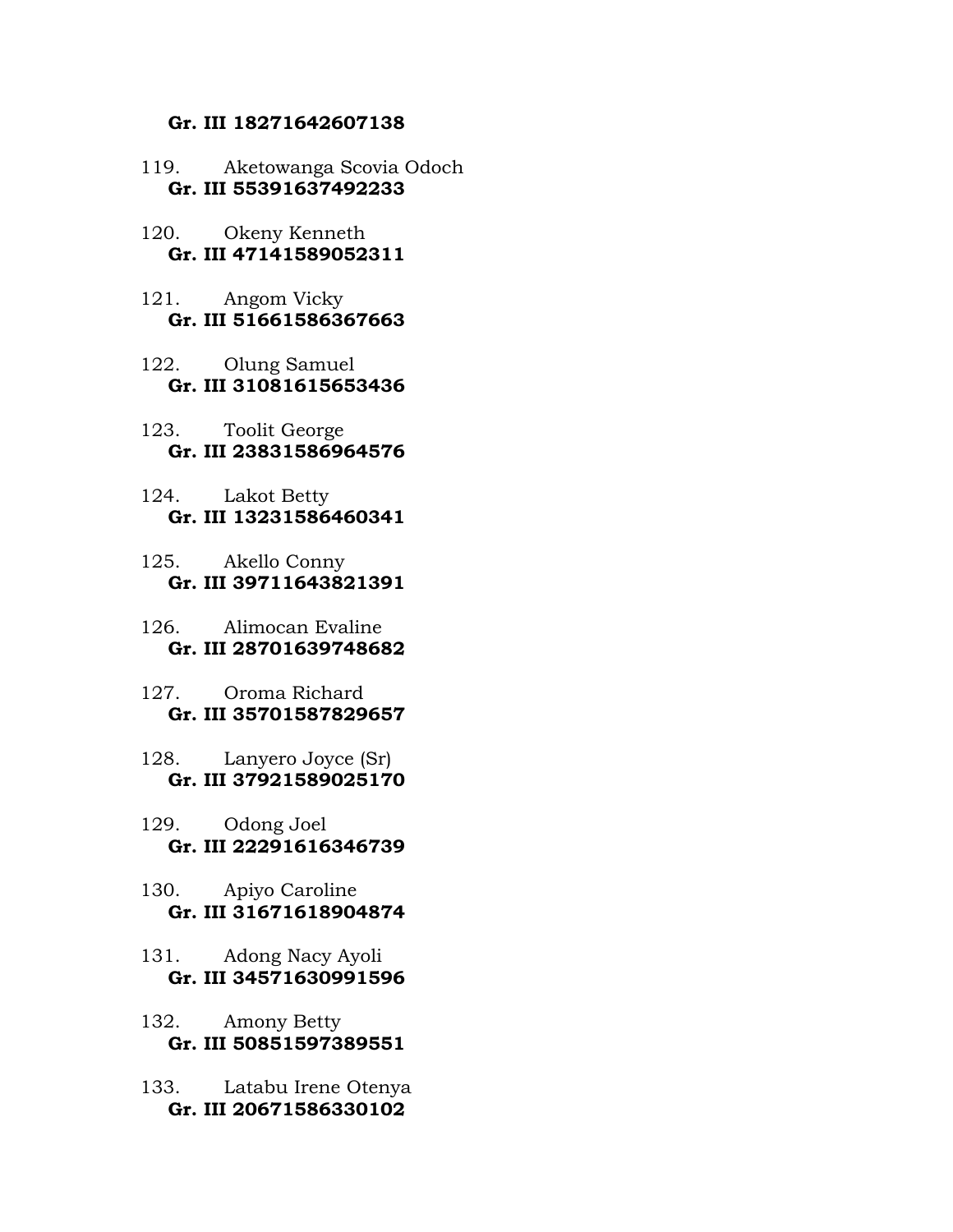**Gr. III 18271642607138**

119. Aketowanga Scovia Odoch
**Gr. III 55391637492233**

120. Okeny Kenneth
**Gr. III 47141589052311**

121. Angom Vicky
**Gr. III 51661586367663**

122. Olung Samuel
**Gr. III 31081615653436**

123. Toolit George
**Gr. III 23831586964576**

124. Lakot Betty
**Gr. III 13231586460341**

125. Akello Conny
**Gr. III 39711643821391**

126. Alimocan Evaline
**Gr. III 28701639748682**

127. Oroma Richard
**Gr. III 35701587829657**

128. Lanyero Joyce (Sr)
**Gr. III 37921589025170**

129. Odong Joel
**Gr. III 22291616346739**

130. Apiyo Caroline
**Gr. III 31671618904874**

131. Adong Nacy Ayoli
**Gr. III 34571630991596**

132. Amony Betty
**Gr. III 50851597389551**

133. Latabu Irene Otenya
**Gr. III 20671586330102**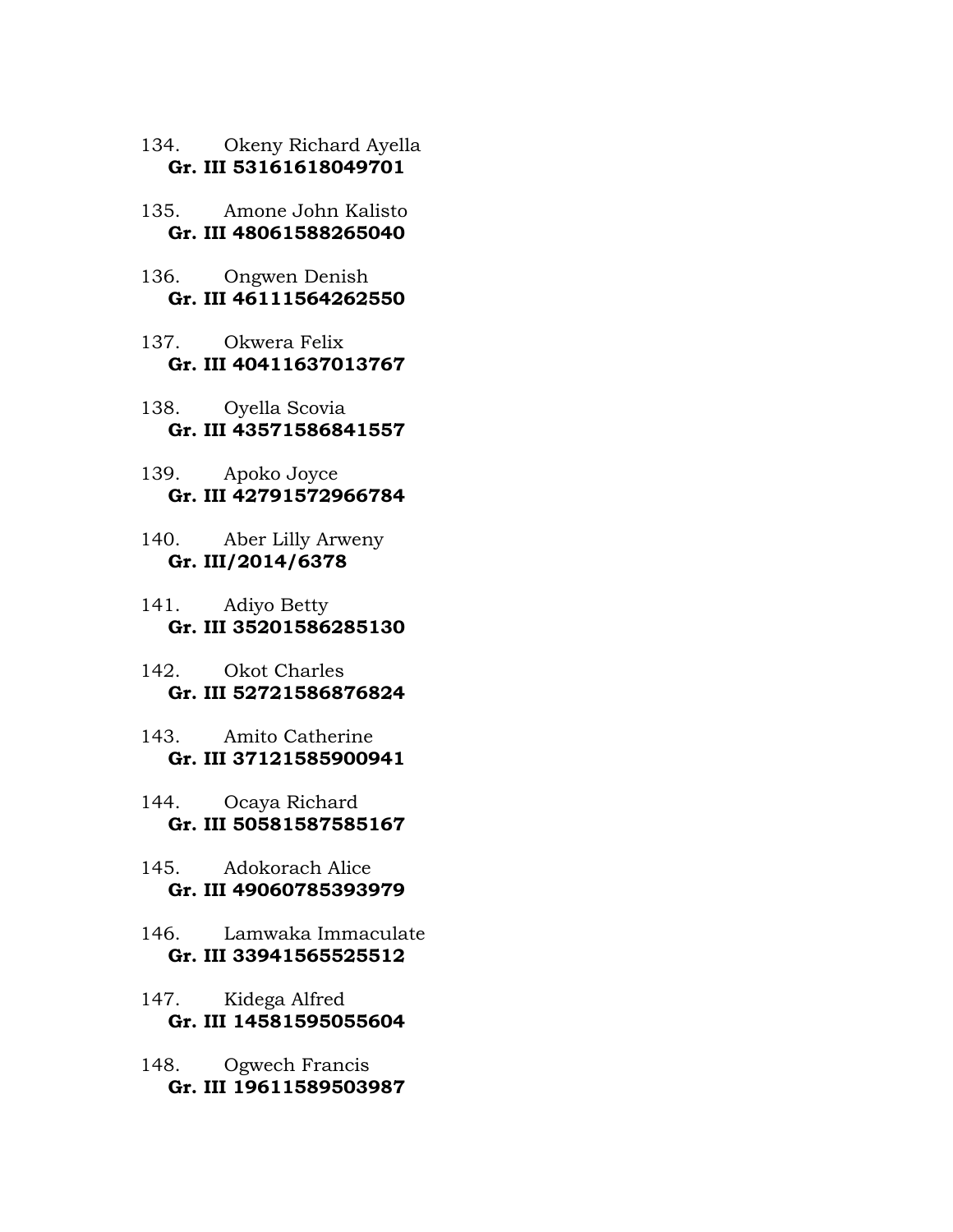134. Okeny Richard Ayella
**Gr. III 53161618049701**

135. Amone John Kalisto
**Gr. III 48061588265040**

136. Ongwen Denish
**Gr. III 46111564262550**

137. Okwera Felix
**Gr. III 40411637013767**

138. Oyella Scovia
**Gr. III 43571586841557**

139. Apoko Joyce
**Gr. III 42791572966784**

140. Aber Lilly Arweny
**Gr. III/2014/6378**

141. Adiyo Betty
**Gr. III 35201586285130**

142. Okot Charles
**Gr. III 52721586876824**

143. Amito Catherine
**Gr. III 37121585900941**

144. Ocaya Richard
**Gr. III 50581587585167**

145. Adokorach Alice
**Gr. III 49060785393979**

146. Lamwaka Immaculate
**Gr. III 33941565525512**

147. Kidega Alfred
**Gr. III 14581595055604**

148. Ogwech Francis
**Gr. III 19611589503987**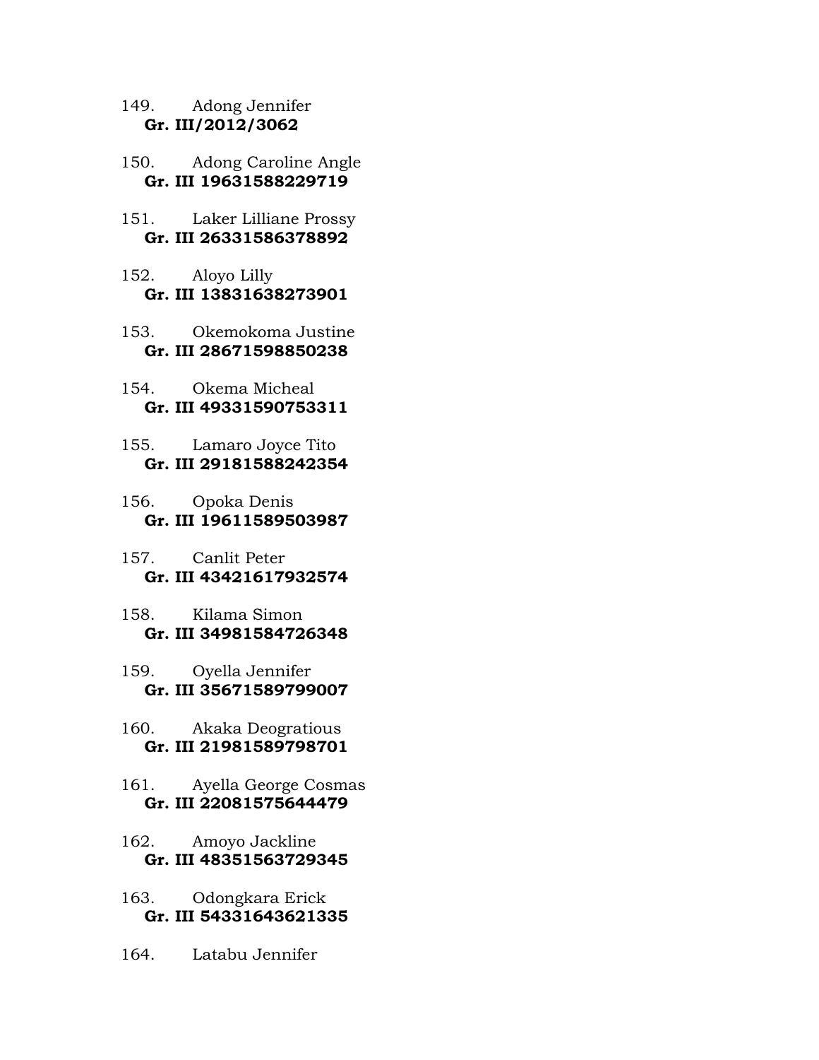149. Adong Jennifer
**Gr. III/2012/3062**

150. Adong Caroline Angle
**Gr. III 19631588229719**

151. Laker Lilliane Prossy
**Gr. III 26331586378892**

152. Aloyo Lilly
**Gr. III 13831638273901**

153. Okemokoma Justine
**Gr. III 28671598850238**

154. Okema Micheal
**Gr. III 49331590753311**

155. Lamaro Joyce Tito
**Gr. III 29181588242354**

156. Opoka Denis
**Gr. III 19611589503987**

157. Canlit Peter
**Gr. III 43421617932574**

158. Kilama Simon
**Gr. III 34981584726348**

159. Oyella Jennifer
**Gr. III 35671589799007**

160. Akaka Deogratious
**Gr. III 21981589798701**

161. Ayella George Cosmas
**Gr. III 22081575644479**

162. Amoyo Jackline
**Gr. III 48351563729345**

163. Odongkara Erick
**Gr. III 54331643621335**

164. Latabu Jennifer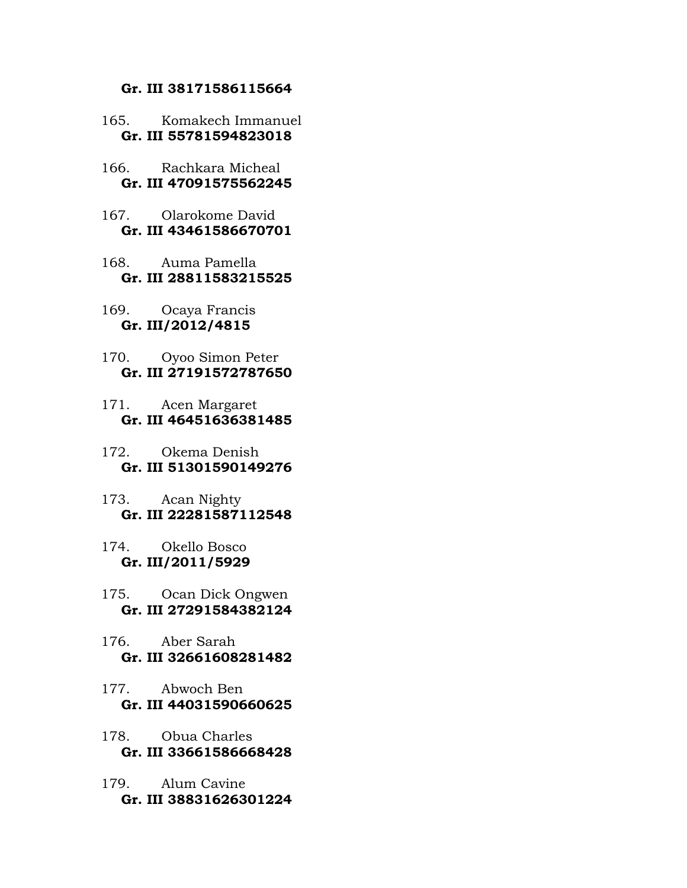**Gr. III 38171586115664**

165. Komakech Immanuel
**Gr. III 55781594823018**

166. Rachkara Micheal
**Gr. III 47091575562245**

167. Olarokome David
**Gr. III 43461586670701**

168. Auma Pamella
**Gr. III 28811583215525**

169. Ocaya Francis
**Gr. III/2012/4815**

170. Oyoo Simon Peter
**Gr. III 27191572787650**

171. Acen Margaret
**Gr. III 46451636381485**

172. Okema Denish
**Gr. III 51301590149276**

173. Acan Nighty
**Gr. III 22281587112548**

174. Okello Bosco
**Gr. III/2011/5929**

175. Ocan Dick Ongwen
**Gr. III 27291584382124**

176. Aber Sarah
**Gr. III 32661608281482**

177. Abwoch Ben
**Gr. III 44031590660625**

178. Obua Charles
**Gr. III 33661586668428**

179. Alum Cavine
**Gr. III 38831626301224**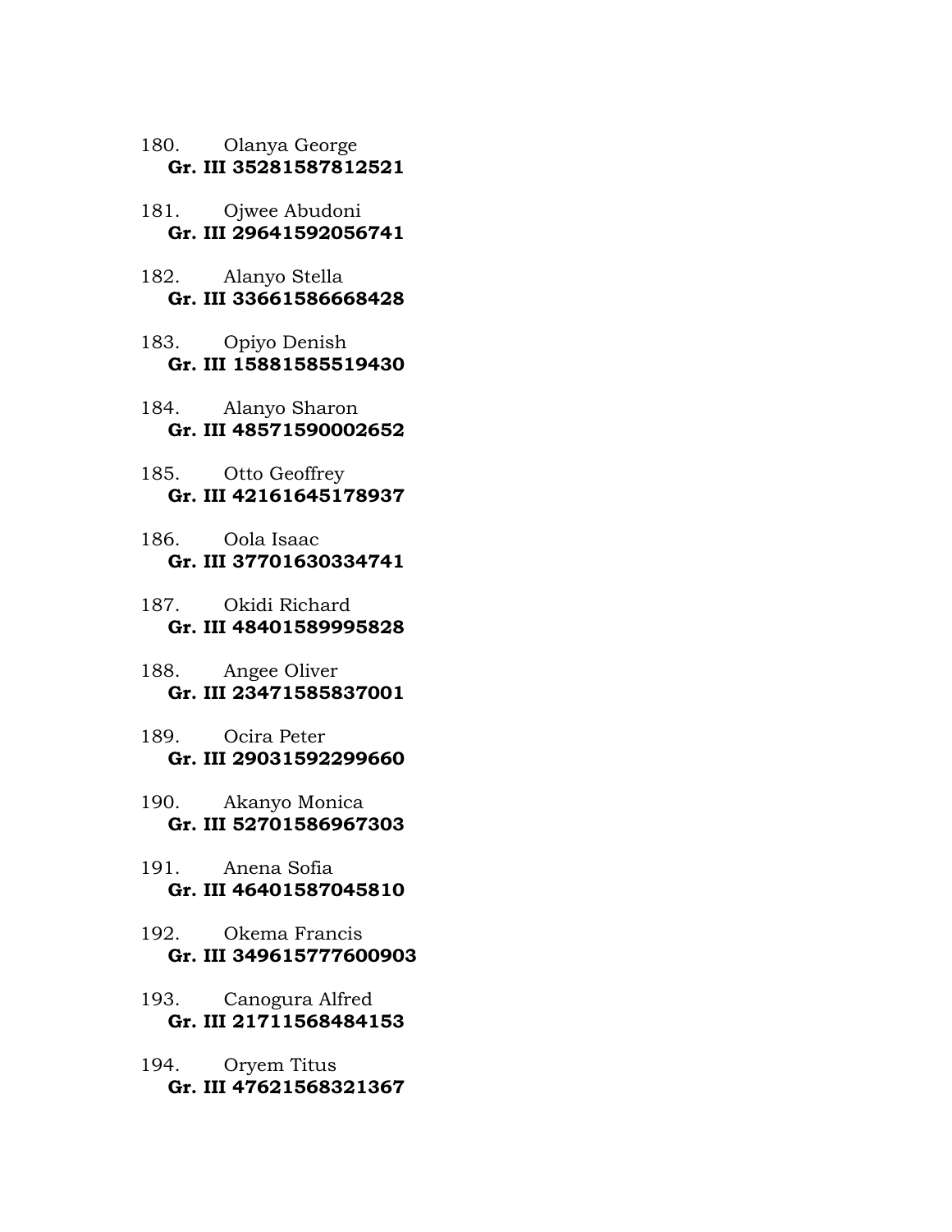180. Olanya George
**Gr. III 35281587812521**

181. Ojwee Abudoni
**Gr. III 29641592056741**

182. Alanyo Stella
**Gr. III 33661586668428**

183. Opiyo Denish
**Gr. III 15881585519430**

184. Alanyo Sharon
**Gr. III 48571590002652**

185. Otto Geoffrey
**Gr. III 42161645178937**

186. Oola Isaac
**Gr. III 37701630334741**

187. Okidi Richard
**Gr. III 48401589995828**

188. Angee Oliver
**Gr. III 23471585837001**

189. Ocira Peter
**Gr. III 29031592299660**

190. Akanyo Monica
**Gr. III 52701586967303**

191. Anena Sofia
**Gr. III 46401587045810**

192. Okema Francis
**Gr. III 349615777600903**

193. Canogura Alfred
**Gr. III 21711568484153**

194. Oryem Titus
**Gr. III 47621568321367**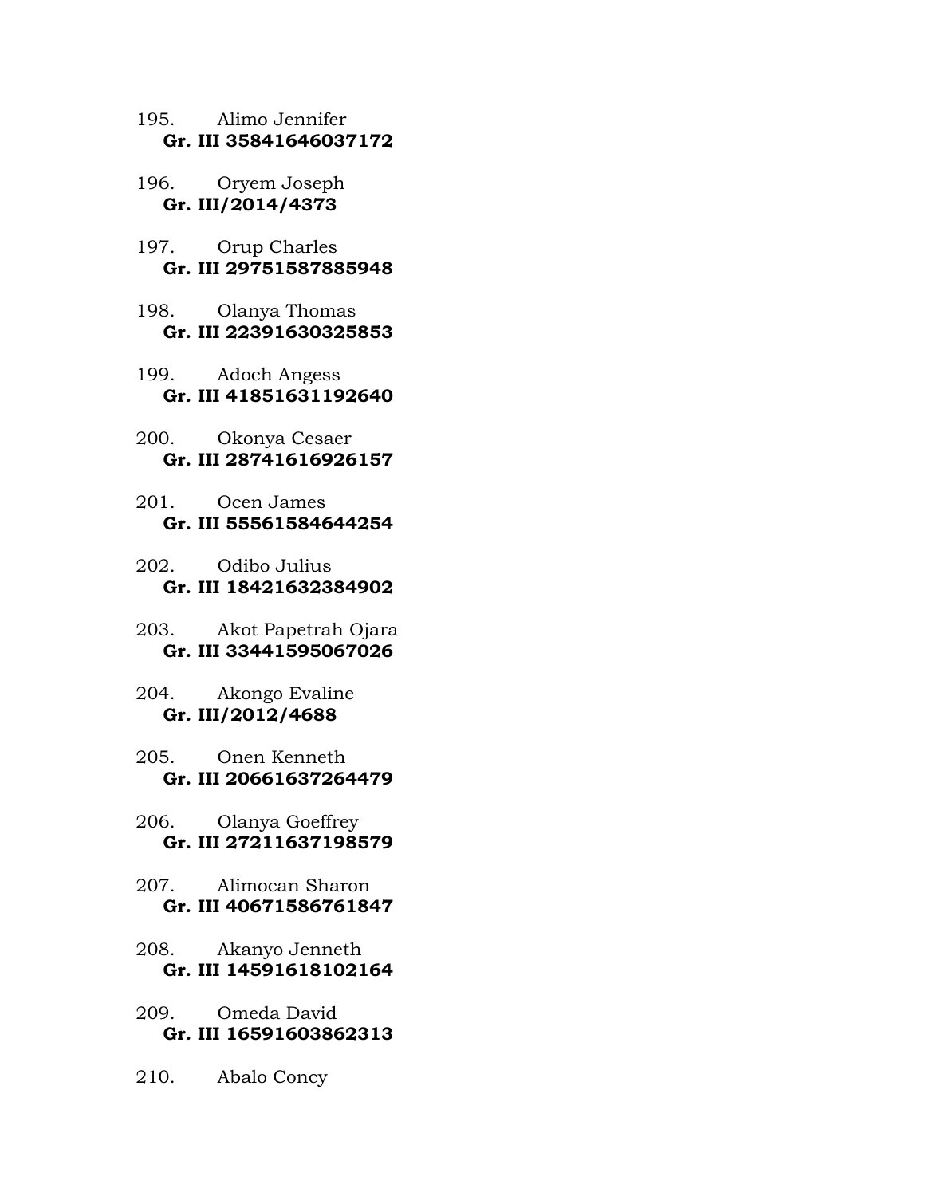195. Alimo Jennifer
**Gr. III 35841646037172**

196. Oryem Joseph
**Gr. III/2014/4373**

197. Orup Charles
**Gr. III 29751587885948**

198. Olanya Thomas
**Gr. III 22391630325853**

199. Adoch Angess
**Gr. III 41851631192640**

200. Okonya Cesaer
**Gr. III 28741616926157**

201. Ocen James
**Gr. III 55561584644254**

202. Odibo Julius
**Gr. III 18421632384902**

203. Akot Papetrah Ojara
**Gr. III 33441595067026**

204. Akongo Evaline
**Gr. III/2012/4688**

205. Onen Kenneth
**Gr. III 20661637264479**

206. Olanya Goeffrey
**Gr. III 27211637198579**

207. Alimocan Sharon
**Gr. III 40671586761847**

208. Akanyo Jenneth
**Gr. III 14591618102164**

209. Omeda David
**Gr. III 16591603862313**

210. Abalo Concy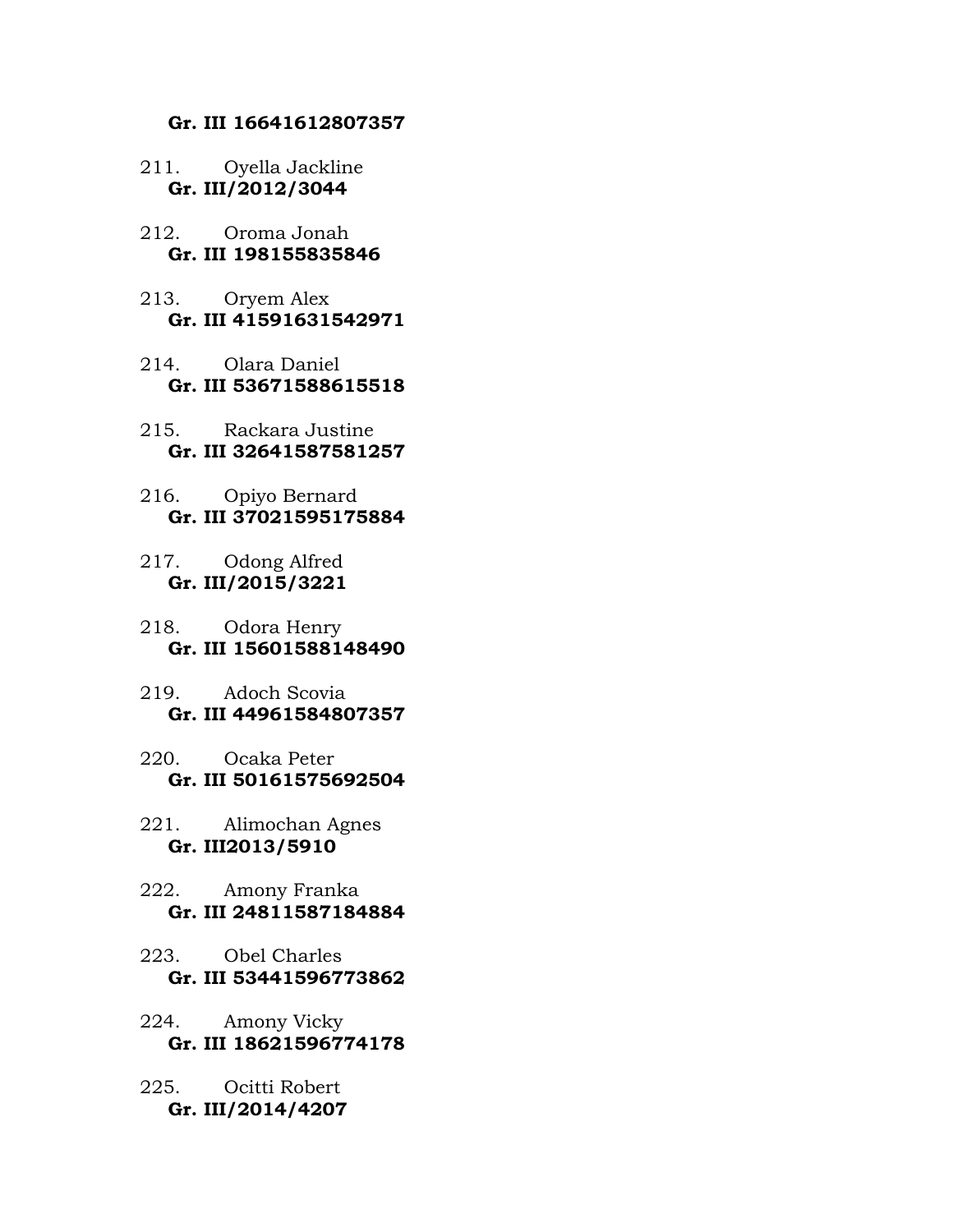**Gr. III 16641612807357**

211. Oyella Jackline
**Gr. III/2012/3044**

212. Oroma Jonah
**Gr. III 198155835846**

213. Oryem Alex
**Gr. III 41591631542971**

214. Olara Daniel
**Gr. III 53671588615518**

215. Rackara Justine
**Gr. III 32641587581257**

216. Opiyo Bernard
**Gr. III 37021595175884**

217. Odong Alfred
**Gr. III/2015/3221**

218. Odora Henry
**Gr. III 15601588148490**

219. Adoch Scovia
**Gr. III 44961584807357**

220. Ocaka Peter
**Gr. III 50161575692504**

221. Alimochan Agnes
**Gr. III2013/5910**

222. Amony Franka
**Gr. III 24811587184884**

223. Obel Charles
**Gr. III 53441596773862**

224. Amony Vicky
**Gr. III 18621596774178**

225. Ocitti Robert
**Gr. III/2014/4207**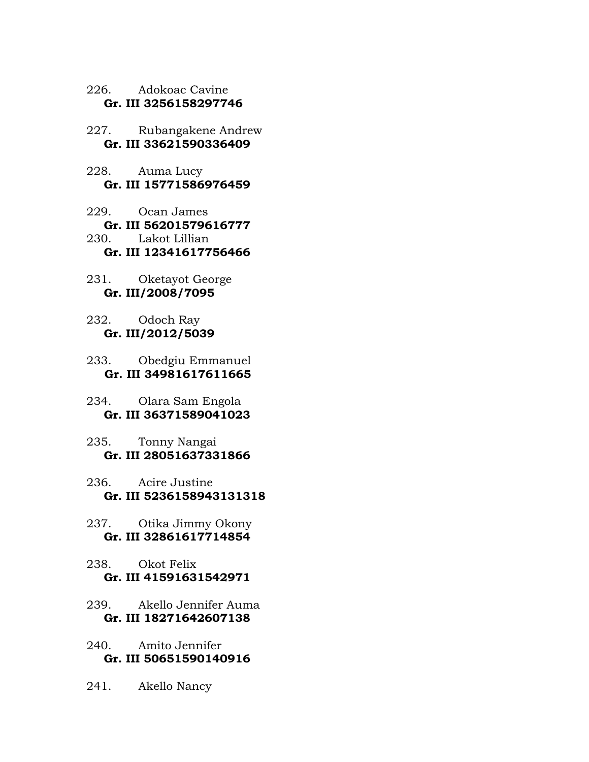226. Adokoac Cavine
**Gr. III 3256158297746**

227. Rubangakene Andrew
**Gr. III 33621590336409**

228. Auma Lucy
**Gr. III 15771586976459**

229. Ocan James
**Gr. III 56201579616777**

230. Lakot Lillian
**Gr. III 12341617756466**

231. Oketayot George
**Gr. III/2008/7095**

232. Odoch Ray
**Gr. III/2012/5039**

233. Obedgiu Emmanuel
**Gr. III 34981617611665**

234. Olara Sam Engola
**Gr. III 36371589041023**

235. Tonny Nangai
**Gr. III 28051637331866**

236. Acire Justine
**Gr. III 5236158943131318**

237. Otika Jimmy Okony
**Gr. III 32861617714854**

238. Okot Felix
**Gr. III 41591631542971**

239. Akello Jennifer Auma
**Gr. III 18271642607138**

240. Amito Jennifer
**Gr. III 50651590140916**

241. Akello Nancy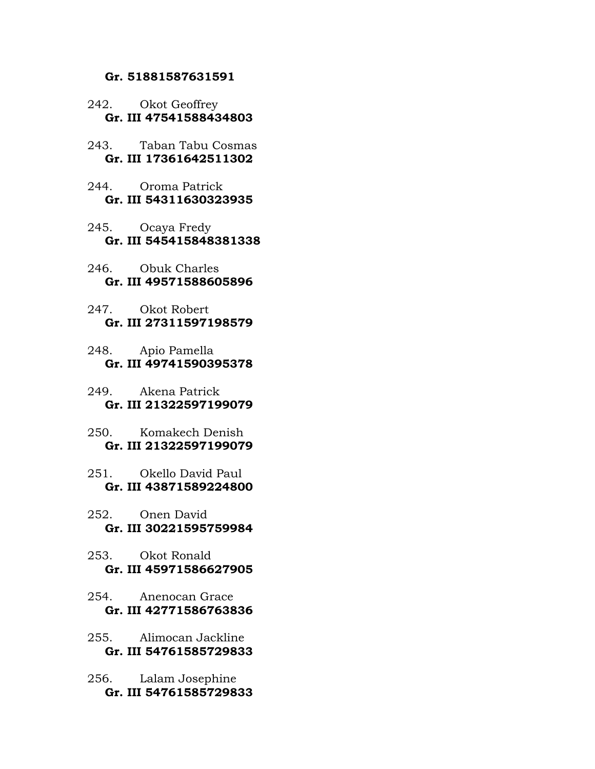**Gr. 51881587631591**

242. Okot Geoffrey
**Gr. III 47541588434803**

243. Taban Tabu Cosmas
**Gr. III 17361642511302**

244. Oroma Patrick
**Gr. III 54311630323935**

245. Ocaya Fredy
**Gr. III 545415848381338**

246. Obuk Charles
**Gr. III 49571588605896**

247. Okot Robert
**Gr. III 27311597198579**

248. Apio Pamella
**Gr. III 49741590395378**

249. Akena Patrick
**Gr. III 21322597199079**

250. Komakech Denish
**Gr. III 21322597199079**

251. Okello David Paul
**Gr. III 43871589224800**

252. Onen David
**Gr. III 30221595759984**

253. Okot Ronald
**Gr. III 45971586627905**

254. Anenocan Grace
**Gr. III 42771586763836**

255. Alimocan Jackline
**Gr. III 54761585729833**

256. Lalam Josephine
**Gr. III 54761585729833**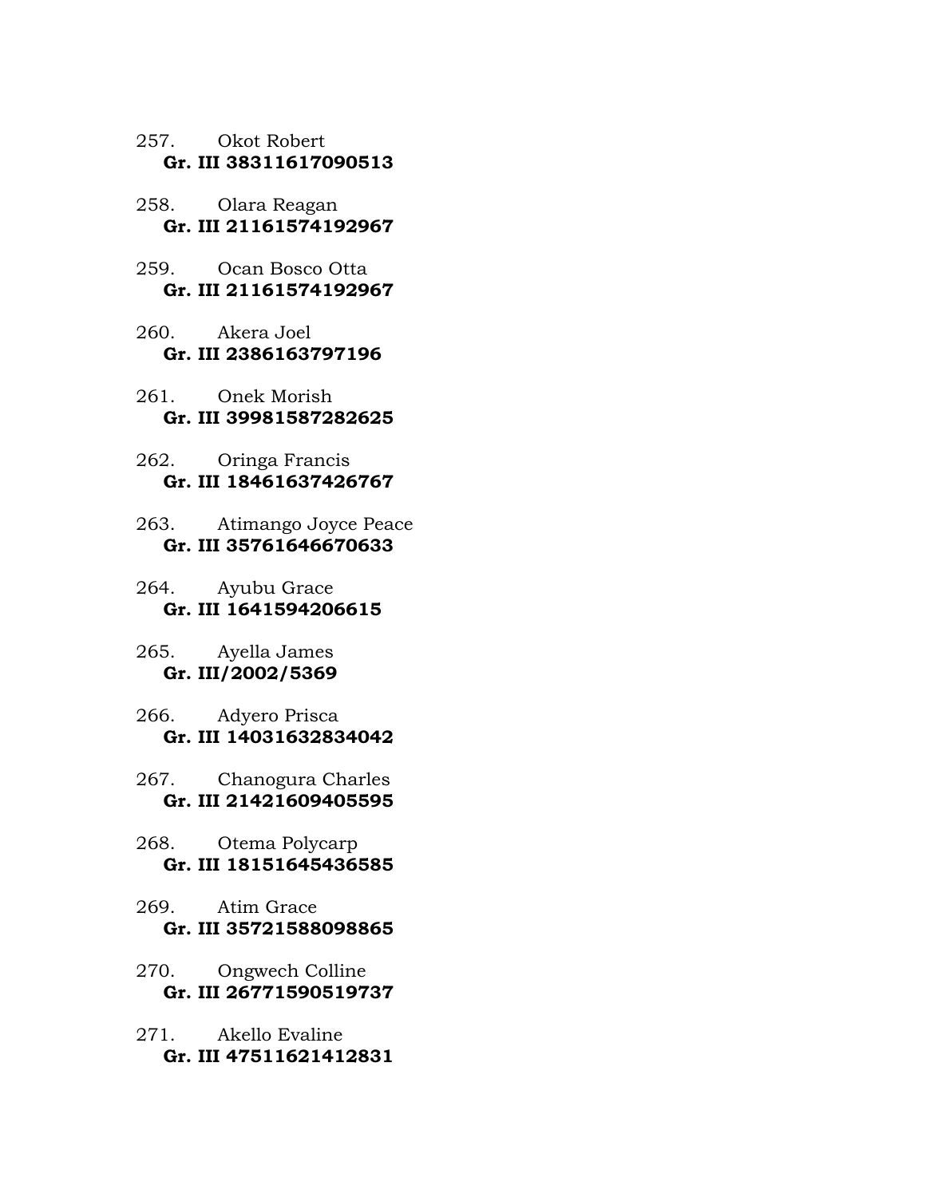257. Okot Robert
**Gr. III 38311617090513**

258. Olara Reagan
**Gr. III 21161574192967**

259. Ocan Bosco Otta
**Gr. III 21161574192967**

260. Akera Joel
**Gr. III 2386163797196**

261. Onek Morish
**Gr. III 39981587282625**

262. Oringa Francis
**Gr. III 18461637426767**

263. Atimango Joyce Peace
**Gr. III 35761646670633**

264. Ayubu Grace
**Gr. III 1641594206615**

265. Ayella James
**Gr. III/2002/5369**

266. Adyero Prisca
**Gr. III 14031632834042**

267. Chanogura Charles
**Gr. III 21421609405595**

268. Otema Polycarp
**Gr. III 18151645436585**

269. Atim Grace
**Gr. III 35721588098865**

270. Ongwech Colline
**Gr. III 26771590519737**

271. Akello Evaline
**Gr. III 47511621412831**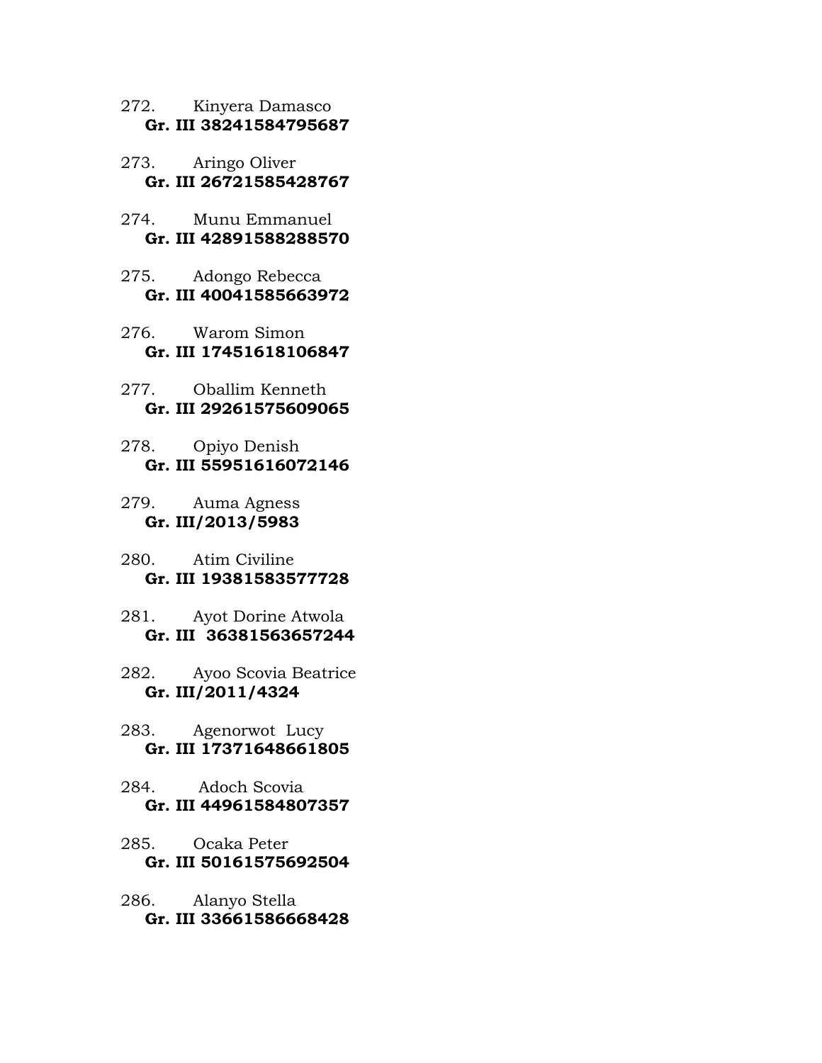272. Kinyera Damasco
**Gr. III 38241584795687**

273. Aringo Oliver
**Gr. III 26721585428767**

274. Munu Emmanuel
**Gr. III 42891588288570**

275. Adongo Rebecca
**Gr. III 40041585663972**

276. Warom Simon
**Gr. III 17451618106847**

277. Oballim Kenneth
**Gr. III 29261575609065**

278. Opiyo Denish
**Gr. III 55951616072146**

279. Auma Agness
**Gr. III/2013/5983**

280. Atim Civiline
**Gr. III 19381583577728**

281. Ayot Dorine Atwola
**Gr. III 36381563657244**

282. Ayoo Scovia Beatrice
**Gr. III/2011/4324**

283. Agenorwot Lucy
**Gr. III 17371648661805**

284. Adoch Scovia
**Gr. III 44961584807357**

285. Ocaka Peter
**Gr. III 50161575692504**

286. Alanyo Stella
**Gr. III 33661586668428**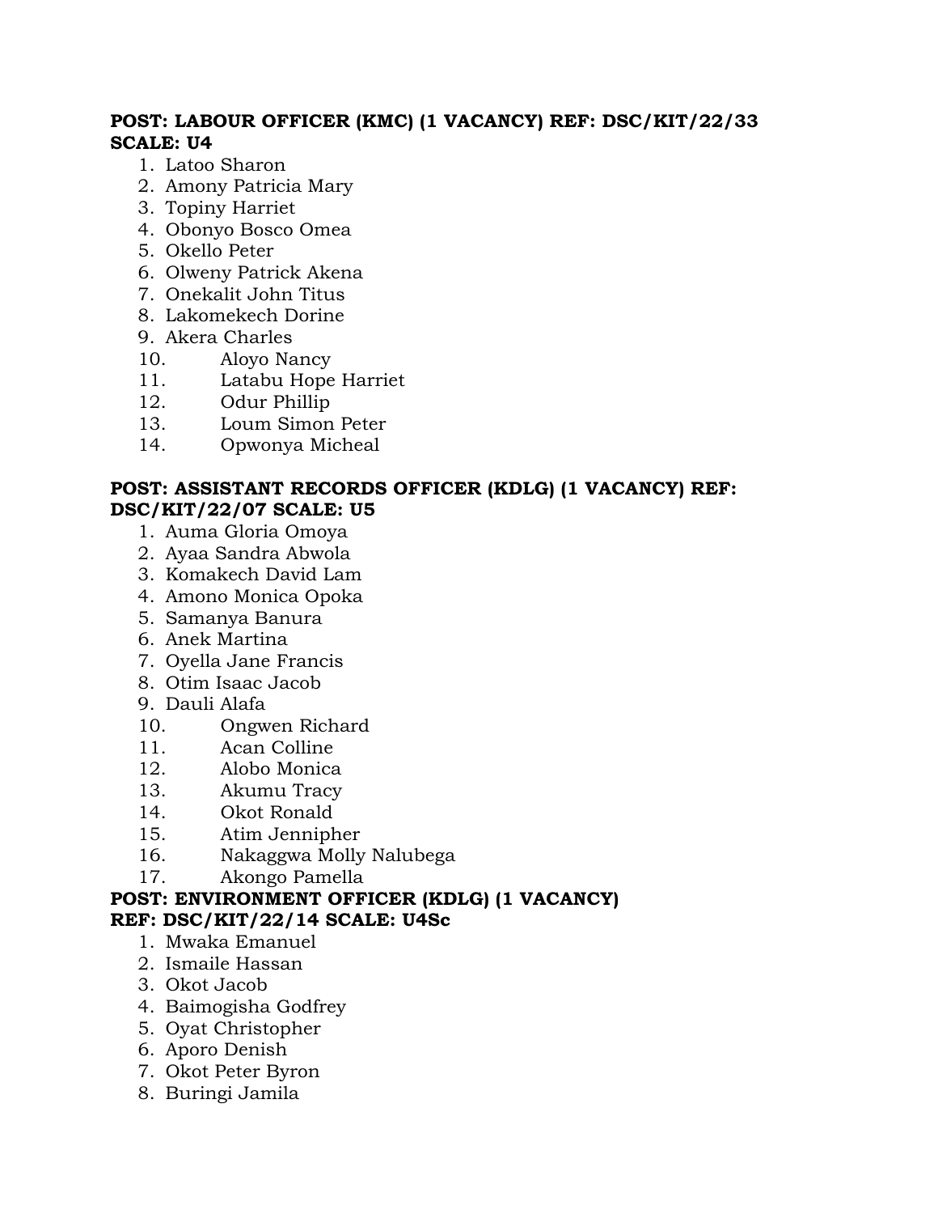**POST: LABOUR OFFICER (KMC) (1 VACANCY) REF: DSC/KIT/22/33 SCALE: U4**

1. Latoo Sharon
2. Amony Patricia Mary
3. Topiny Harriet
4. Obonyo Bosco Omea
5. Okello Peter
6. Olweny Patrick Akena
7. Onekalit John Titus
8. Lakomekech Dorine
9. Akera Charles
10. Aloyo Nancy
11. Latabu Hope Harriet
12. Odur Phillip
13. Loum Simon Peter
14. Opwonya Micheal

**POST: ASSISTANT RECORDS OFFICER (KDLG) (1 VACANCY) REF: DSC/KIT/22/07 SCALE: U5**

1. Auma Gloria Omoya
2. Ayaa Sandra Abwola
3. Komakech David Lam
4. Amono Monica Opoka
5. Samanya Banura
6. Anek Martina
7. Oyella Jane Francis
8. Otim Isaac Jacob
9. Dauli Alafa
10. Ongwen Richard
11. Acan Colline
12. Alobo Monica
13. Akumu Tracy
14. Okot Ronald
15. Atim Jennipher
16. Nakaggwa Molly Nalubega
17. Akongo Pamella

**POST: ENVIRONMENT OFFICER (KDLG) (1 VACANCY) REF: DSC/KIT/22/14 SCALE: U4Sc**

1. Mwaka Emanuel
2. Ismaile Hassan
3. Okot Jacob
4. Baimogisha Godfrey
5. Oyat Christopher
6. Aporo Denish
7. Okot Peter Byron
8. Buringi Jamila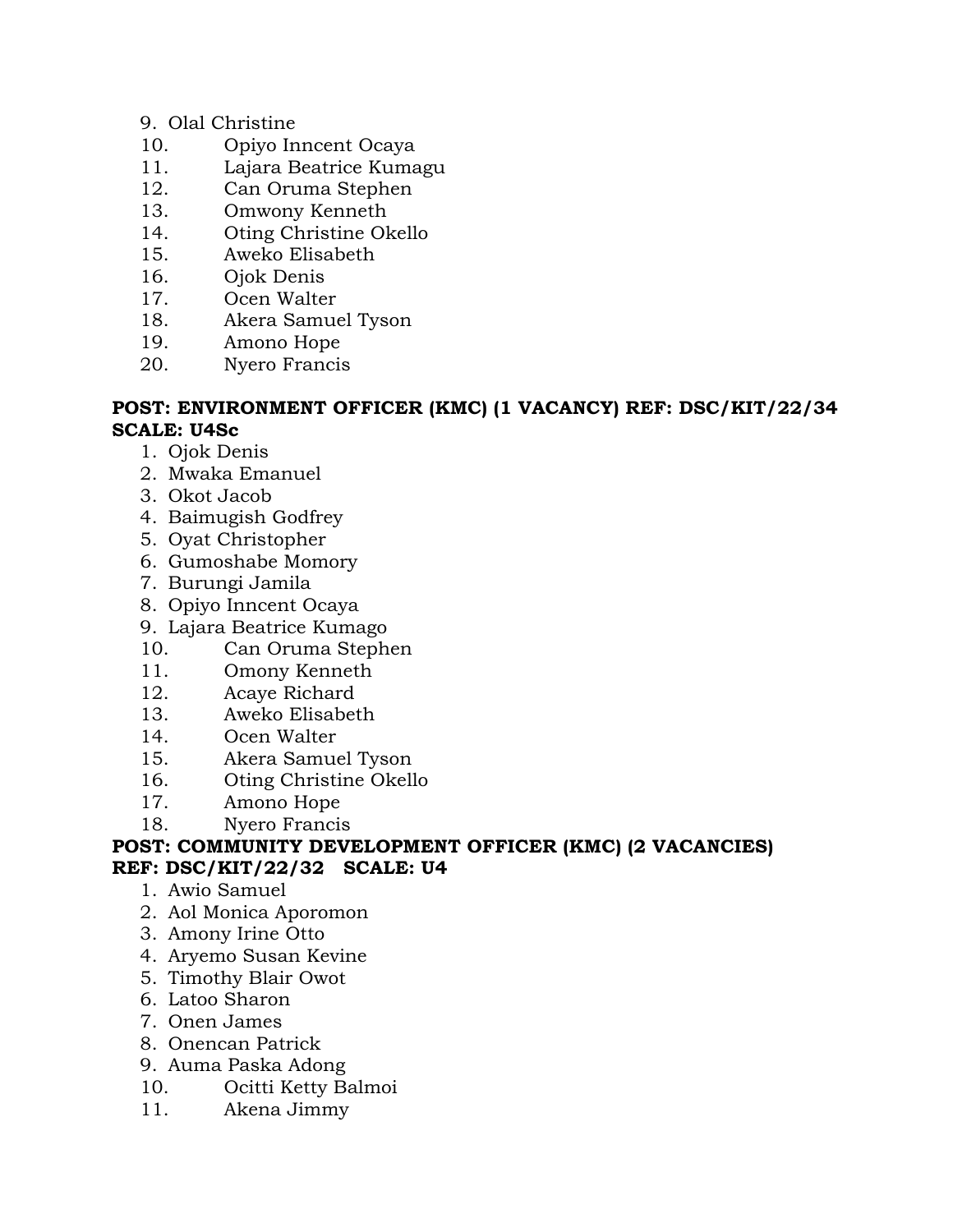9. Olal Christine
10. Opiyo Inncent Ocaya
11. Lajara Beatrice Kumagu
12. Can Oruma Stephen
13. Omwony Kenneth
14. Oting Christine Okello
15. Aweko Elisabeth
16. Ojok Denis
17. Ocen Walter
18. Akera Samuel Tyson
19. Amono Hope
20. Nyero Francis

**POST: ENVIRONMENT OFFICER (KMC) (1 VACANCY) REF: DSC/KIT/22/34 SCALE: U4Sc**

1. Ojok Denis
2. Mwaka Emanuel
3. Okot Jacob
4. Baimugish Godfrey
5. Oyat Christopher
6. Gumoshabe Momory
7. Burungi Jamila
8. Opiyo Inncent Ocaya
9. Lajara Beatrice Kumago
10. Can Oruma Stephen
11. Omony Kenneth
12. Acaye Richard
13. Aweko Elisabeth
14. Ocen Walter
15. Akera Samuel Tyson
16. Oting Christine Okello
17. Amono Hope
18. Nyero Francis

**POST: COMMUNITY DEVELOPMENT OFFICER (KMC) (2 VACANCIES) REF: DSC/KIT/22/32 SCALE: U4**

1. Awio Samuel
2. Aol Monica Aporomon
3. Amony Irine Otto
4. Aryemo Susan Kevine
5. Timothy Blair Owot
6. Latoo Sharon
7. Onen James
8. Onencan Patrick
9. Auma Paska Adong
10. Ocitti Ketty Balmoi
11. Akena Jimmy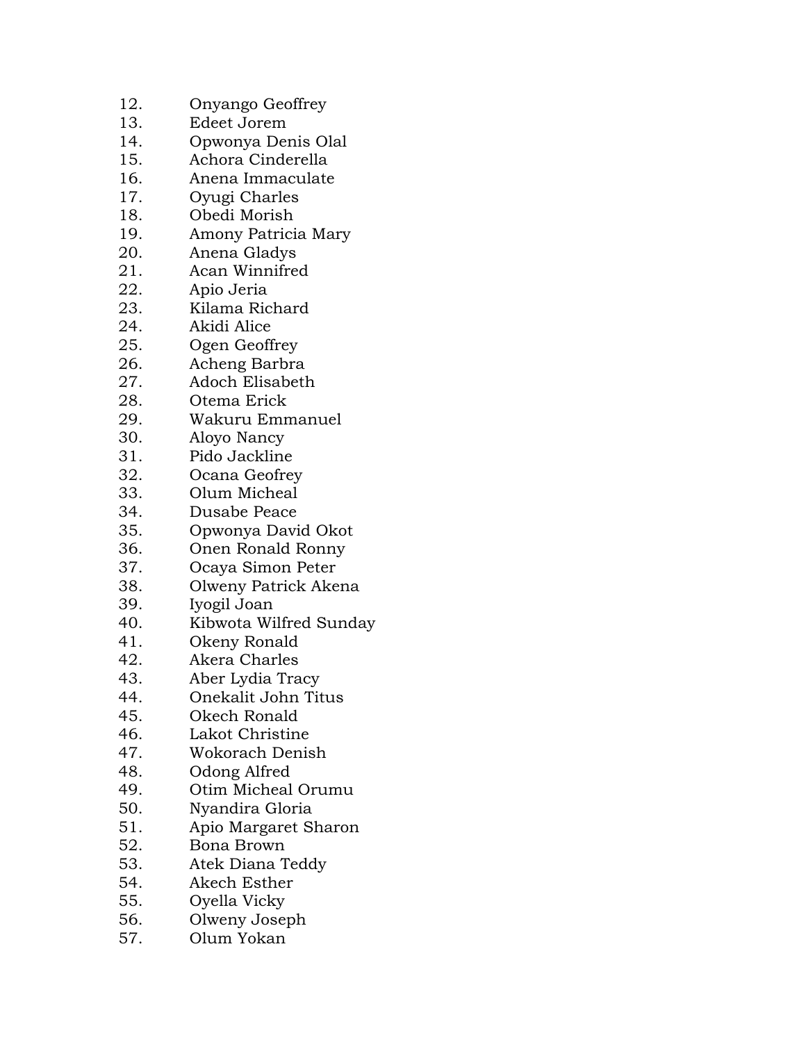12. Onyango Geoffrey
13. Edeet Jorem
14. Opwonya Denis Olal
15. Achora Cinderella
16. Anena Immaculate
17. Oyugi Charles
18. Obedi Morish
19. Amony Patricia Mary
20. Anena Gladys
21. Acan Winnifred
22. Apio Jeria
23. Kilama Richard
24. Akidi Alice
25. Ogen Geoffrey
26. Acheng Barbra
27. Adoch Elisabeth
28. Otema Erick
29. Wakuru Emmanuel
30. Aloyo Nancy
31. Pido Jackline
32. Ocana Geofrey
33. Olum Micheal
34. Dusabe Peace
35. Opwonya David Okot
36. Onen Ronald Ronny
37. Ocaya Simon Peter
38. Olweny Patrick Akena
39. Iyogil Joan
40. Kibwota Wilfred Sunday
41. Okeny Ronald
42. Akera Charles
43. Aber Lydia Tracy
44. Onekalit John Titus
45. Okech Ronald
46. Lakot Christine
47. Wokorach Denish
48. Odong Alfred
49. Otim Micheal Orumu
50. Nyandira Gloria
51. Apio Margaret Sharon
52. Bona Brown
53. Atek Diana Teddy
54. Akech Esther
55. Oyella Vicky
56. Olweny Joseph
57. Olum Yokan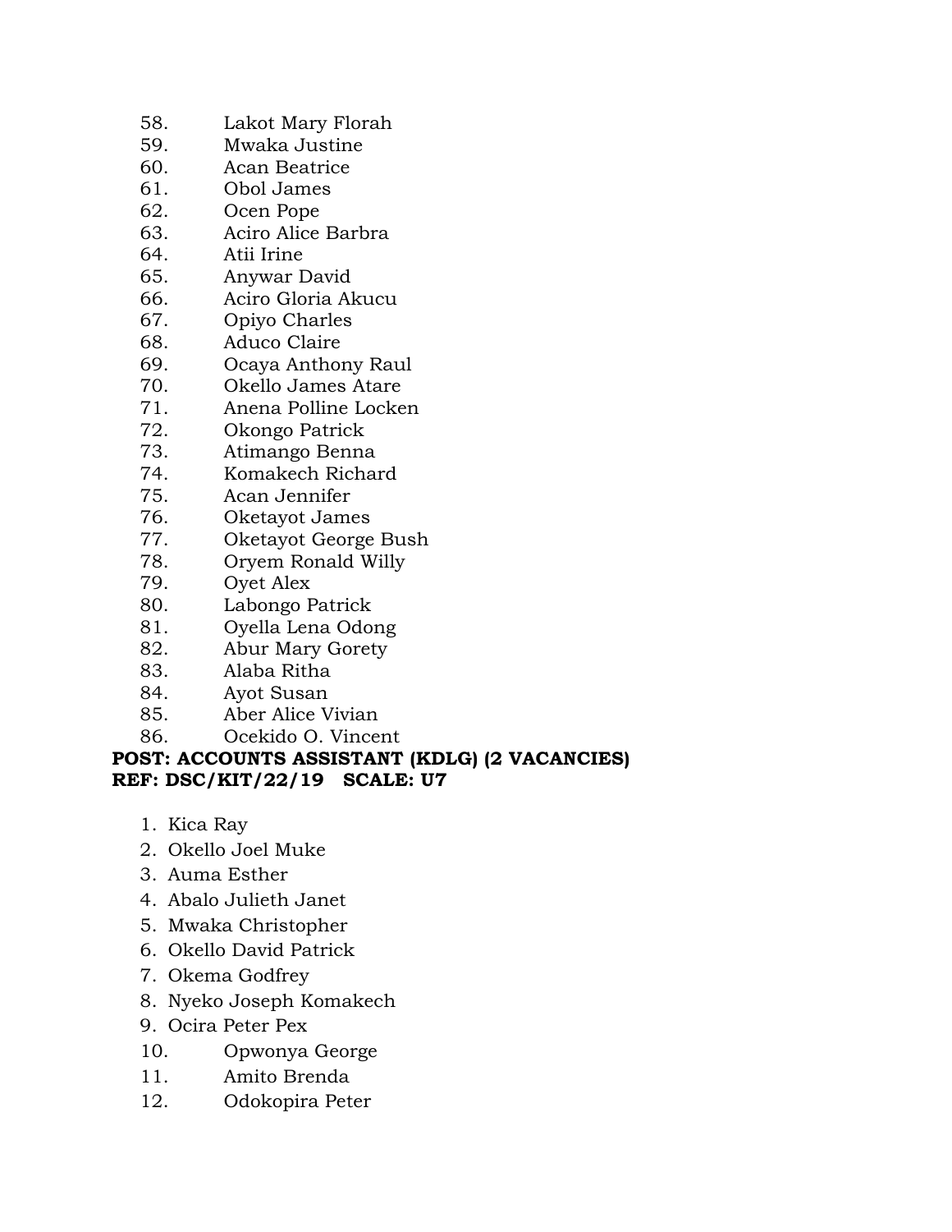58. Lakot Mary Florah
59. Mwaka Justine
60. Acan Beatrice
61. Obol James
62. Ocen Pope
63. Aciro Alice Barbra
64. Atii Irine
65. Anywar David
66. Aciro Gloria Akucu
67. Opiyo Charles
68. Aduco Claire
69. Ocaya Anthony Raul
70. Okello James Atare
71. Anena Polline Locken
72. Okongo Patrick
73. Atimango Benna
74. Komakech Richard
75. Acan Jennifer
76. Oketayot James
77. Oketayot George Bush
78. Oryem Ronald Willy
79. Oyet Alex
80. Labongo Patrick
81. Oyella Lena Odong
82. Abur Mary Gorety
83. Alaba Ritha
84. Ayot Susan
85. Aber Alice Vivian
86. Ocekido O. Vincent

**POST: ACCOUNTS ASSISTANT (KDLG) (2 VACANCIES)**
**REF: DSC/KIT/22/19 SCALE: U7**

1. Kica Ray
2. Okello Joel Muke
3. Auma Esther
4. Abalo Julieth Janet
5. Mwaka Christopher
6. Okello David Patrick
7. Okema Godfrey
8. Nyeko Joseph Komakech
9. Ocira Peter Pex
10. Opwonya George
11. Amito Brenda
12. Odokopira Peter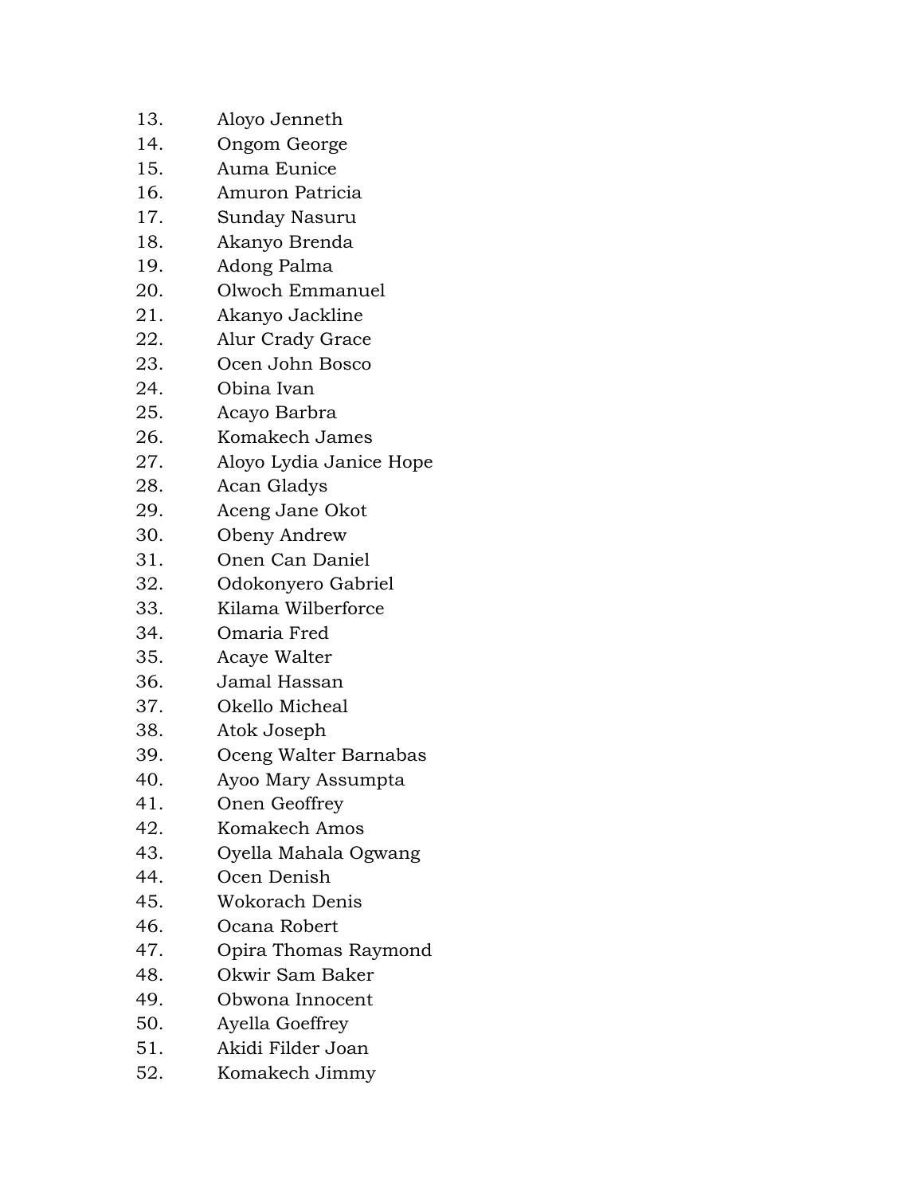13. Aloyo Jenneth
14. Ongom George
15. Auma Eunice
16. Amuron Patricia
17. Sunday Nasuru
18. Akanyo Brenda
19. Adong Palma
20. Olwoch Emmanuel
21. Akanyo Jackline
22. Alur Crady Grace
23. Ocen John Bosco
24. Obina Ivan
25. Acayo Barbra
26. Komakech James
27. Aloyo Lydia Janice Hope
28. Acan Gladys
29. Aceng Jane Okot
30. Obeny Andrew
31. Onen Can Daniel
32. Odokonyero Gabriel
33. Kilama Wilberforce
34. Omaria Fred
35. Acaye Walter
36. Jamal Hassan
37. Okello Micheal
38. Atok Joseph
39. Oceng Walter Barnabas
40. Ayoo Mary Assumpta
41. Onen Geoffrey
42. Komakech Amos
43. Oyella Mahala Ogwang
44. Ocen Denish
45. Wokorach Denis
46. Ocana Robert
47. Opira Thomas Raymond
48. Okwir Sam Baker
49. Obwona Innocent
50. Ayella Goeffrey
51. Akidi Filder Joan
52. Komakech Jimmy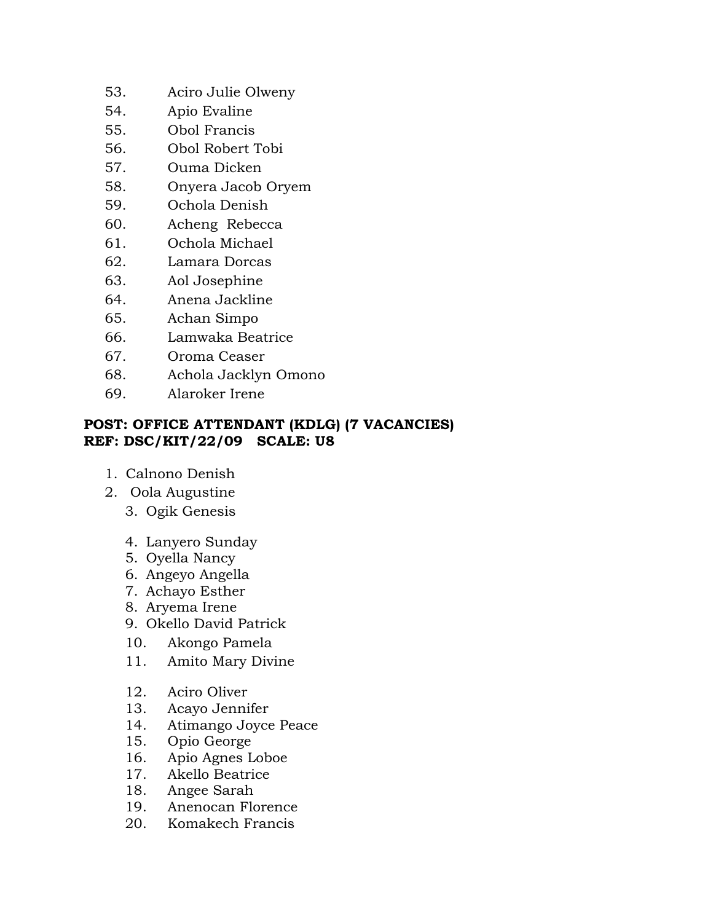53. Aciro Julie Olweny
54. Apio Evaline
55. Obol Francis
56. Obol Robert Tobi
57. Ouma Dicken
58. Onyera Jacob Oryem
59. Ochola Denish
60. Acheng Rebecca
61. Ochola Michael
62. Lamara Dorcas
63. Aol Josephine
64. Anena Jackline
65. Achan Simpo
66. Lamwaka Beatrice
67. Oroma Ceaser
68. Achola Jacklyn Omono
69. Alaroker Irene

**POST: OFFICE ATTENDANT (KDLG) (7 VACANCIES)**
**REF: DSC/KIT/22/09 SCALE: U8**

1. Calnono Denish
2. Oola Augustine
3. Ogik Genesis
4. Lanyero Sunday
5. Oyella Nancy
6. Angeyo Angella
7. Achayo Esther
8. Aryema Irene
9. Okello David Patrick
10. Akongo Pamela
11. Amito Mary Divine
12. Aciro Oliver
13. Acayo Jennifer
14. Atimango Joyce Peace
15. Opio George
16. Apio Agnes Loboe
17. Akello Beatrice
18. Angee Sarah
19. Anenocan Florence
20. Komakech Francis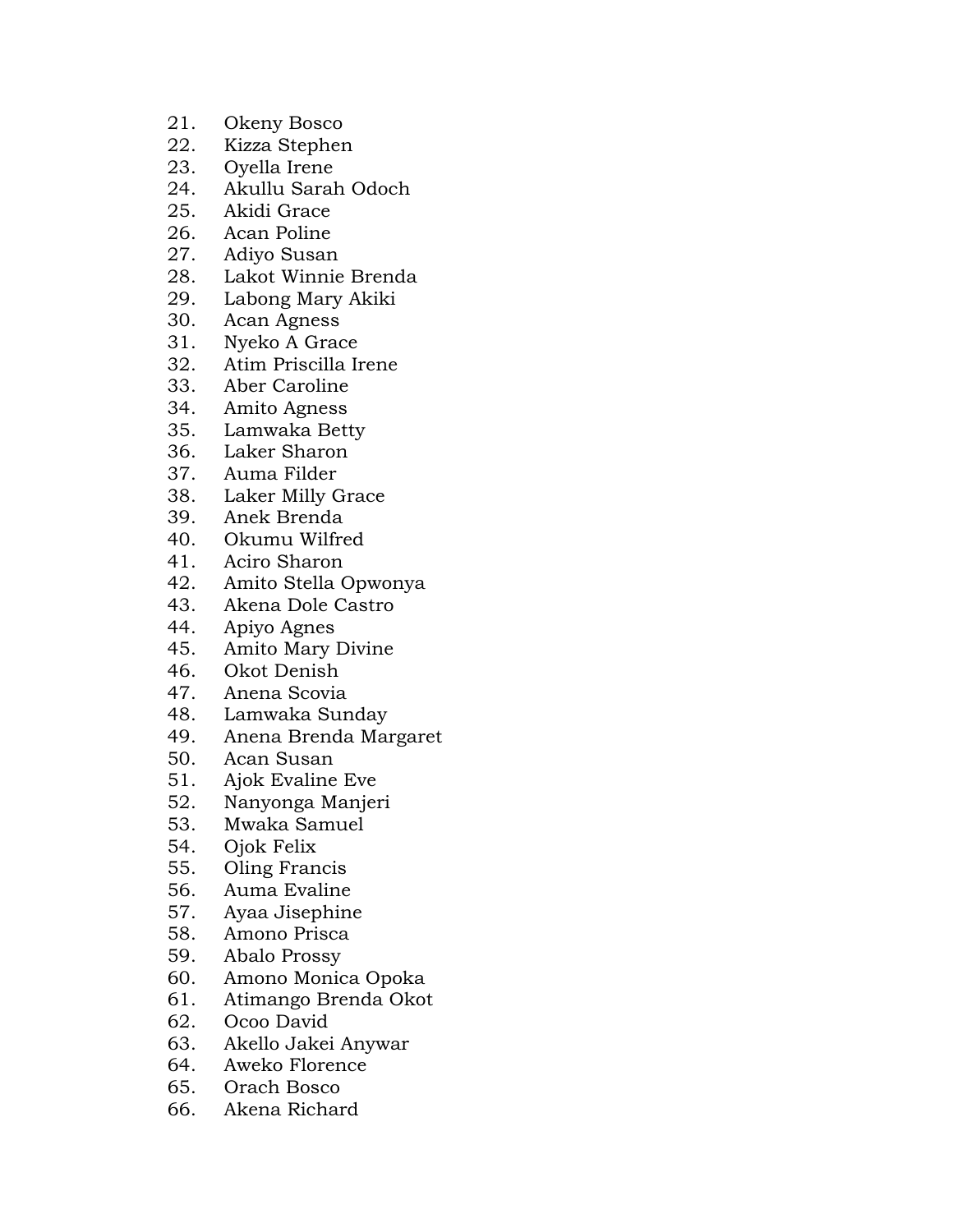21. Okeny Bosco
22. Kizza Stephen
23. Oyella Irene
24. Akullu Sarah Odoch
25. Akidi Grace
26. Acan Poline
27. Adiyo Susan
28. Lakot Winnie Brenda
29. Labong Mary Akiki
30. Acan Agness
31. Nyeko A Grace
32. Atim Priscilla Irene
33. Aber Caroline
34. Amito Agness
35. Lamwaka Betty
36. Laker Sharon
37. Auma Filder
38. Laker Milly Grace
39. Anek Brenda
40. Okumu Wilfred
41. Aciro Sharon
42. Amito Stella Opwonya
43. Akena Dole Castro
44. Apiyo Agnes
45. Amito Mary Divine
46. Okot Denish
47. Anena Scovia
48. Lamwaka Sunday
49. Anena Brenda Margaret
50. Acan Susan
51. Ajok Evaline Eve
52. Nanyonga Manjeri
53. Mwaka Samuel
54. Ojok Felix
55. Oling Francis
56. Auma Evaline
57. Ayaa Jisephine
58. Amono Prisca
59. Abalo Prossy
60. Amono Monica Opoka
61. Atimango Brenda Okot
62. Ocoo David
63. Akello Jakei Anywar
64. Aweko Florence
65. Orach Bosco
66. Akena Richard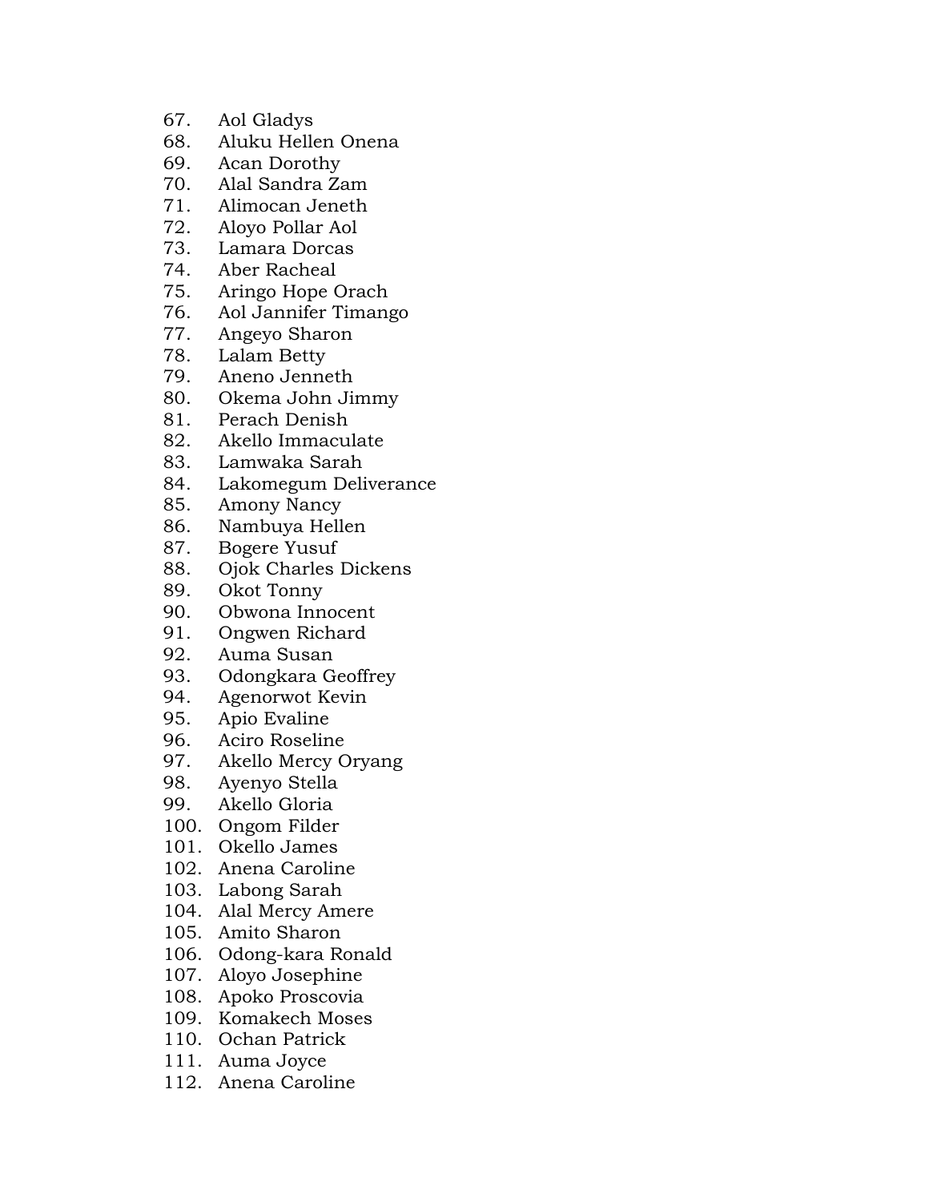67. Aol Gladys
68. Aluku Hellen Onena
69. Acan Dorothy
70. Alal Sandra Zam
71. Alimocan Jeneth
72. Aloyo Pollar Aol
73. Lamara Dorcas
74. Aber Racheal
75. Aringo Hope Orach
76. Aol Jannifer Timango
77. Angeyo Sharon
78. Lalam Betty
79. Aneno Jenneth
80. Okema John Jimmy
81. Perach Denish
82. Akello Immaculate
83. Lamwaka Sarah
84. Lakomegum Deliverance
85. Amony Nancy
86. Nambuya Hellen
87. Bogere Yusuf
88. Ojok Charles Dickens
89. Okot Tonny
90. Obwona Innocent
91. Ongwen Richard
92. Auma Susan
93. Odongkara Geoffrey
94. Agenorwot Kevin
95. Apio Evaline
96. Aciro Roseline
97. Akello Mercy Oryang
98. Ayenyo Stella
99. Akello Gloria
100. Ongom Filder
101. Okello James
102. Anena Caroline
103. Labong Sarah
104. Alal Mercy Amere
105. Amito Sharon
106. Odong-kara Ronald
107. Aloyo Josephine
108. Apoko Proscovia
109. Komakech Moses
110. Ochan Patrick
111. Auma Joyce
112. Anena Caroline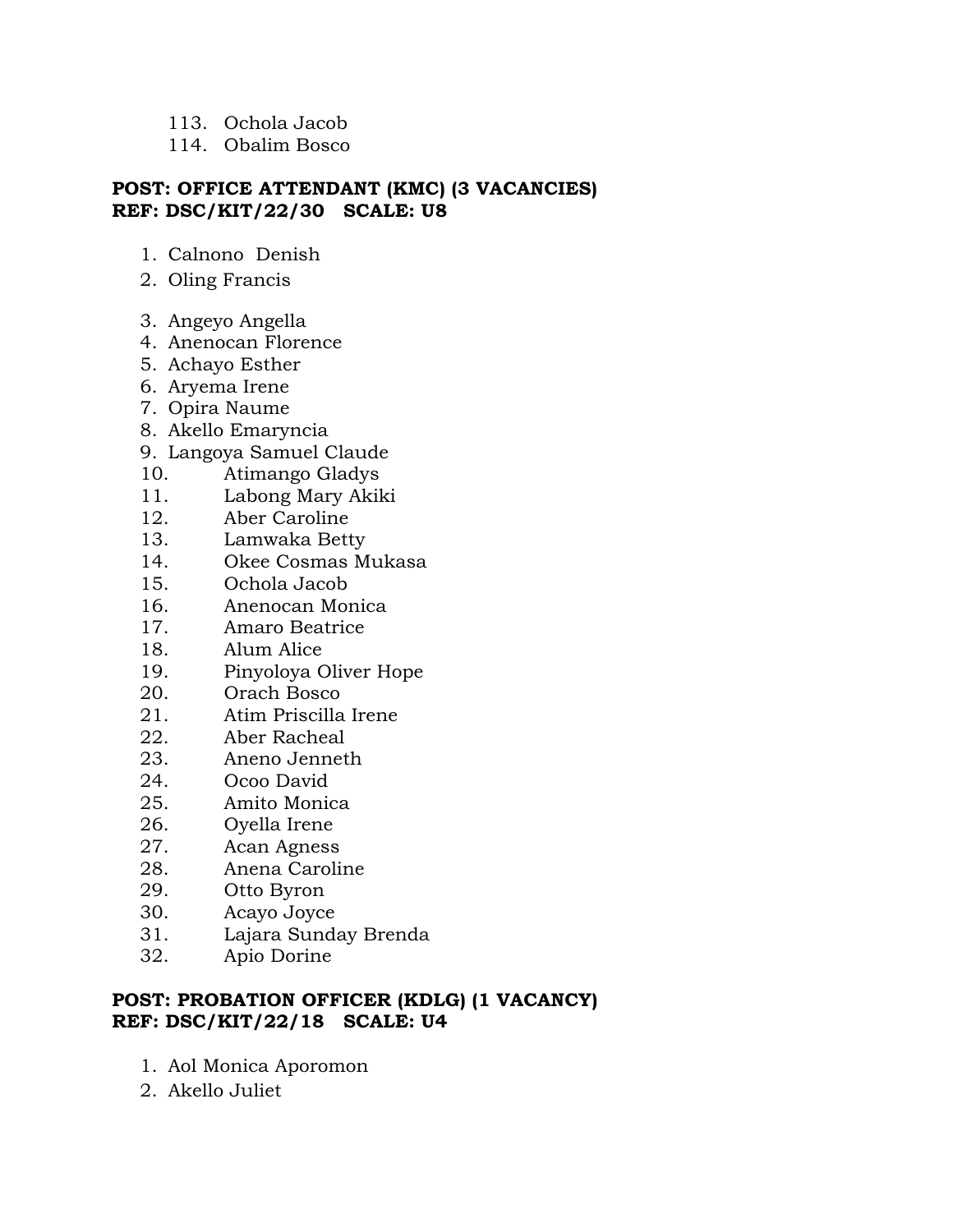113. Ochola Jacob
114. Obalim Bosco

**POST: OFFICE ATTENDANT (KMC) (3 VACANCIES)**
**REF: DSC/KIT/22/30 SCALE: U8**

1. Calnono Denish
2. Oling Francis
3. Angeyo Angella
4. Anenocan Florence
5. Achayo Esther
6. Aryema Irene
7. Opira Naume
8. Akello Emaryncia
9. Langoya Samuel Claude
10. Atimango Gladys
11. Labong Mary Akiki
12. Aber Caroline
13. Lamwaka Betty
14. Okee Cosmas Mukasa
15. Ochola Jacob
16. Anenocan Monica
17. Amaro Beatrice
18. Alum Alice
19. Pinyoloya Oliver Hope
20. Orach Bosco
21. Atim Priscilla Irene
22. Aber Racheal
23. Aneno Jenneth
24. Ocoo David
25. Amito Monica
26. Oyella Irene
27. Acan Agness
28. Anena Caroline
29. Otto Byron
30. Acayo Joyce
31. Lajara Sunday Brenda
32. Apio Dorine

**POST: PROBATION OFFICER (KDLG) (1 VACANCY)**
**REF: DSC/KIT/22/18 SCALE: U4**

1. Aol Monica Aporomon
2. Akello Juliet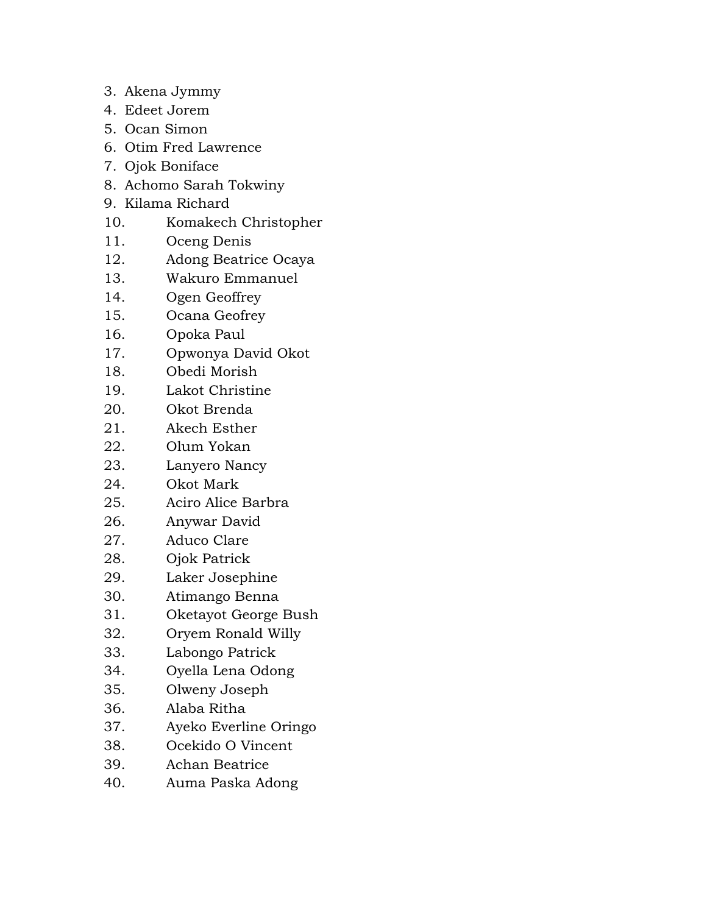3. Akena Jymmy
4. Edeet Jorem
5. Ocan Simon
6. Otim Fred Lawrence
7. Ojok Boniface
8. Achomo Sarah Tokwiny
9. Kilama Richard
10. Komakech Christopher
11. Oceng Denis
12. Adong Beatrice Ocaya
13. Wakuro Emmanuel
14. Ogen Geoffrey
15. Ocana Geofrey
16. Opoka Paul
17. Opwonya David Okot
18. Obedi Morish
19. Lakot Christine
20. Okot Brenda
21. Akech Esther
22. Olum Yokan
23. Lanyero Nancy
24. Okot Mark
25. Aciro Alice Barbra
26. Anywar David
27. Aduco Clare
28. Ojok Patrick
29. Laker Josephine
30. Atimango Benna
31. Oketayot George Bush
32. Oryem Ronald Willy
33. Labongo Patrick
34. Oyella Lena Odong
35. Olweny Joseph
36. Alaba Ritha
37. Ayeko Everline Oringo
38. Ocekido O Vincent
39. Achan Beatrice
40. Auma Paska Adong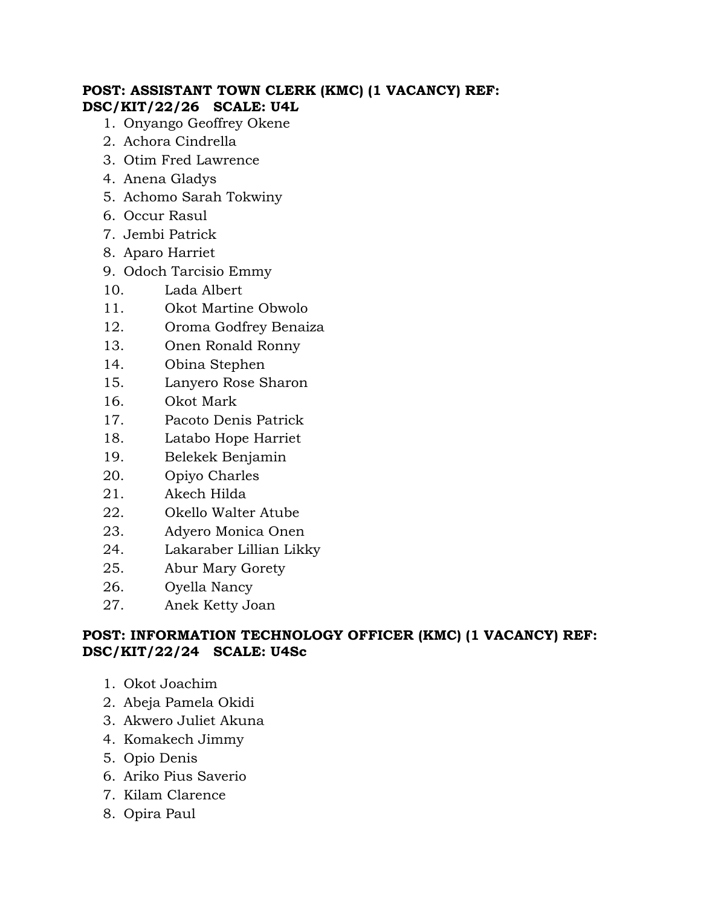**POST: ASSISTANT TOWN CLERK (KMC) (1 VACANCY) REF: DSC/KIT/22/26 SCALE: U4L**

1. Onyango Geoffrey Okene
2. Achora Cindrella
3. Otim Fred Lawrence
4. Anena Gladys
5. Achomo Sarah Tokwiny
6. Occur Rasul
7. Jembi Patrick
8. Aparo Harriet
9. Odoch Tarcisio Emmy
10. Lada Albert
11. Okot Martine Obwolo
12. Oroma Godfrey Benaiza
13. Onen Ronald Ronny
14. Obina Stephen
15. Lanyero Rose Sharon
16. Okot Mark
17. Pacoto Denis Patrick
18. Latabo Hope Harriet
19. Belekek Benjamin
20. Opiyo Charles
21. Akech Hilda
22. Okello Walter Atube
23. Adyero Monica Onen
24. Lakaraber Lillian Likky
25. Abur Mary Gorety
26. Oyella Nancy
27. Anek Ketty Joan

**POST: INFORMATION TECHNOLOGY OFFICER (KMC) (1 VACANCY) REF: DSC/KIT/22/24 SCALE: U4Sc**

1. Okot Joachim
2. Abeja Pamela Okidi
3. Akwero Juliet Akuna
4. Komakech Jimmy
5. Opio Denis
6. Ariko Pius Saverio
7. Kilam Clarence
8. Opira Paul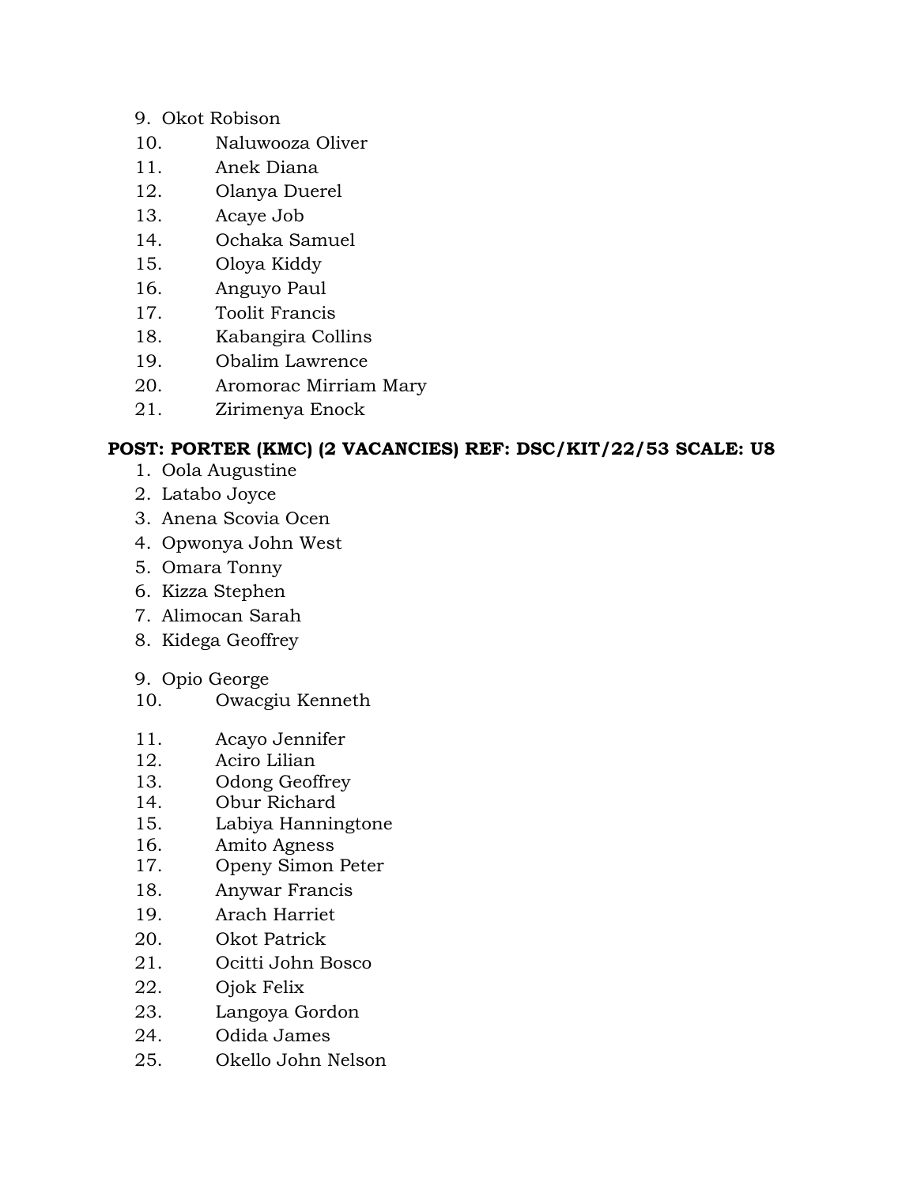9. Okot Robison
10. Naluwooza Oliver
11. Anek Diana
12. Olanya Duerel
13. Acaye Job
14. Ochaka Samuel
15. Oloya Kiddy
16. Anguyo Paul
17. Toolit Francis
18. Kabangira Collins
19. Obalim Lawrence
20. Aromorac Mirriam Mary
21. Zirimenya Enock

**POST: PORTER (KMC) (2 VACANCIES) REF: DSC/KIT/22/53 SCALE: U8**

1. Oola Augustine
2. Latabo Joyce
3. Anena Scovia Ocen
4. Opwonya John West
5. Omara Tonny
6. Kizza Stephen
7. Alimocan Sarah
8. Kidega Geoffrey
9. Opio George
10. Owacgiu Kenneth
11. Acayo Jennifer
12. Aciro Lilian
13. Odong Geoffrey
14. Obur Richard
15. Labiya Hanningtone
16. Amito Agness
17. Openy Simon Peter
18. Anywar Francis
19. Arach Harriet
20. Okot Patrick
21. Ocitti John Bosco
22. Ojok Felix
23. Langoya Gordon
24. Odida James
25. Okello John Nelson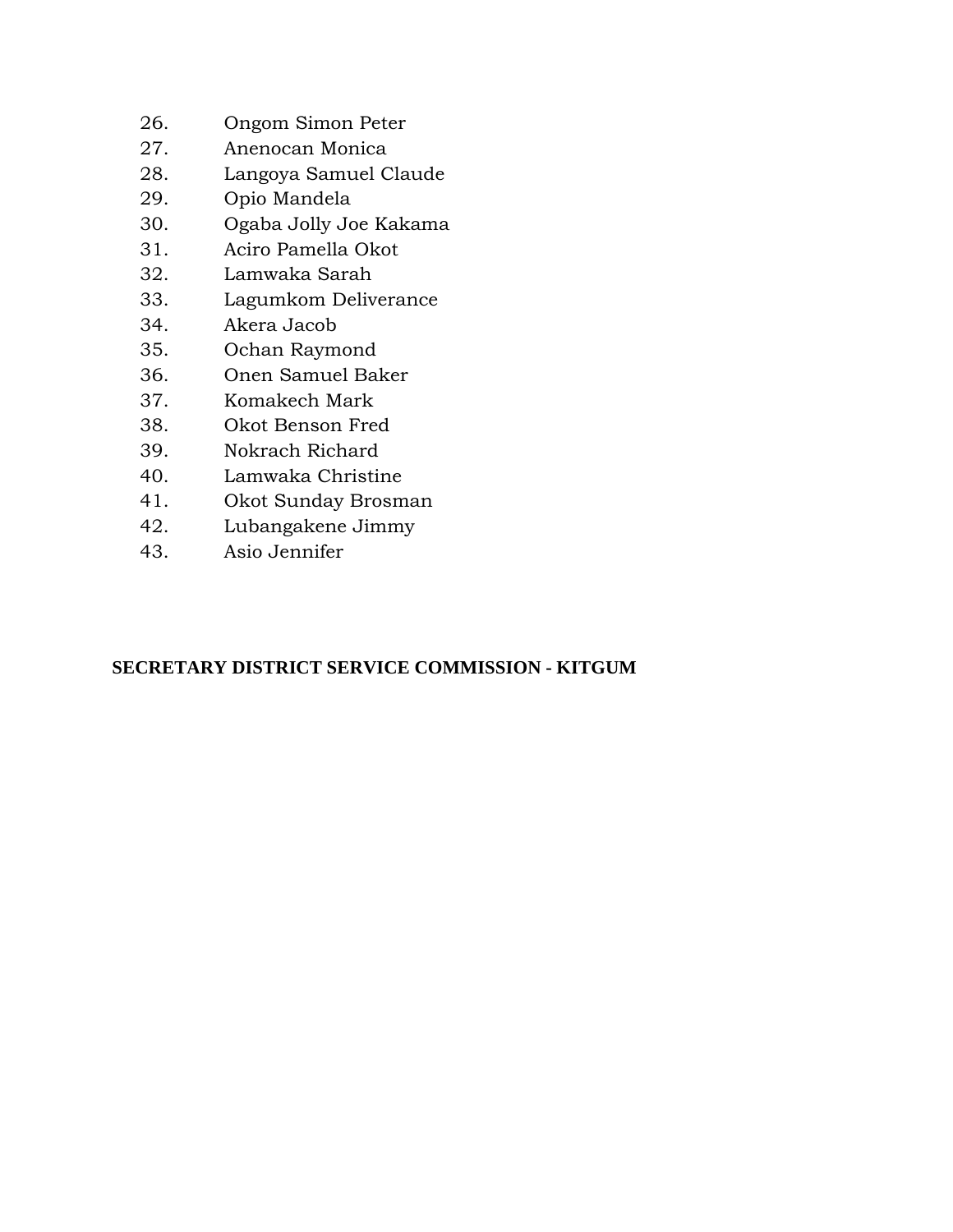26. Ongom Simon Peter
27. Anenocan Monica
28. Langoya Samuel Claude
29. Opio Mandela
30. Ogaba Jolly Joe Kakama
31. Aciro Pamella Okot
32. Lamwaka Sarah
33. Lagumkom Deliverance
34. Akera Jacob
35. Ochan Raymond
36. Onen Samuel Baker
37. Komakech Mark
38. Okot Benson Fred
39. Nokrach Richard
40. Lamwaka Christine
41. Okot Sunday Brosman
42. Lubangakene Jimmy
43. Asio Jennifer

**SECRETARY DISTRICT SERVICE COMMISSION - KITGUM**